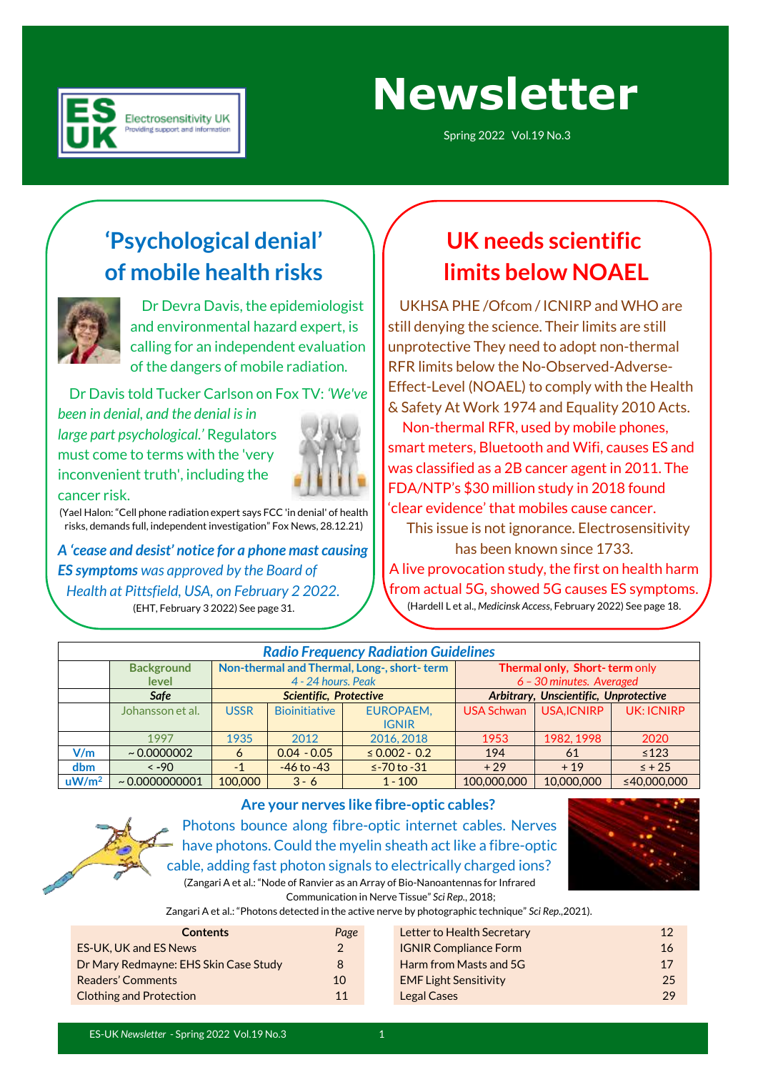# Newsletter

Spring 2022 Vol.19 No.3

## 'Psychological denial' of mobile health risks

Dr Devra Davis, the epidemiologist and environmental hazard expert, is calling for an independent evaluation of the dangers of mobile radiation.

Dr Davis told Tucker Carlson on Fox TV: *'We've been in denial, and the denial is in large part psychological.'* Regulators must come to terms with the 'very inconvenient truth', including the cancer risk.

(Yael Halon: "Cell phone radiation expert says FCC 'in denial' of health risks, demands full, independent investigation" Fox News, 28.12.21)

***A 'cease and desist' notice for a phone mast causing ES symptoms** was approved by the Board of Health at Pittsfield, USA, on February 2 2022.*

(EHT, February 3 2022) See page 31.

## UK needs scientific limits below NOAEL

UKHSA PHE /Ofcom / ICNIRP and WHO are still denying the science. Their limits are still unprotective They need to adopt non-thermal RFR limits below the No-Observed-Adverse-Effect-Level (NOAEL) to comply with the Health & Safety At Work 1974 and Equality 2010 Acts.

Non-thermal RFR, used by mobile phones, smart meters, Bluetooth and Wifi, causes ES and was classified as a 2B cancer agent in 2011. The FDA/NTP's $30 million study in 2018 found 'clear evidence' that mobiles cause cancer.

This issue is not ignorance. Electrosensitivity has been known since 1733.

A live provocation study, the first on health harm from actual 5G, showed 5G causes ES symptoms.

(Hardell L et al., *Medicinsk Access*, February 2022) See page 18.

| *Radio Frequency Radiation Guidelines* | | | | | | | |
|---|---|---|---|---|---|---|---|
| | Background level | Non-thermal and Thermal, Long-, short- term *4 - 24 hours. Peak* | | | Thermal only, Short- term only *6 – 30 minutes. Averaged* | | |
| | *Safe* | *Scientific, Protective* | | | *Arbitrary, Unscientific, Unprotective* | | |
| | Johansson et al. | USSR | Bioinitiative | EUROPAEM, IGNIR | USA Schwan | USA,ICNIRP | UK: ICNIRP |
| | 1997 | 1935 | 2012 | 2016, 2018 | 1953 | 1982, 1998 | 2020 |
| V/m | ~ 0.0000002 | 6 | 0.04 - 0.05 | ≤ 0.002 - 0.2 | 194 | 61 | ≤123 |
| dbm | < -90 | -1 | -46 to -43 | ≤-70 to -31 | + 29 | + 19 | ≤ + 25 |
| uW/m$^2$ | ~ 0.0000000001 | 100,000 | 3 - 6 | 1 - 100 | 100,000,000 | 10,000,000 | ≤40,000,000 |

### Are your nerves like fibre-optic cables?

Photons bounce along fibre-optic internet cables. Nerves have photons. Could the myelin sheath act like a fibre-optic cable, adding fast photon signals to electrically charged ions?

(Zangari A et al.: "Node of Ranvier as an Array of Bio-Nanoantennas for Infrared Communication in Nerve Tissue" *Sci Rep.*, 2018;
Zangari A et al.: "Photons detected in the active nerve by photographic technique" *Sci Rep.*,2021).

| Contents | *Page* |
|---|---|
| ES-UK, UK and ES News | 2 |
| Dr Mary Redmayne: EHS Skin Case Study | 8 |
| Readers' Comments | 10 |
| Clothing and Protection | 11 |
| Letter to Health Secretary | 12 |
| IGNIR Compliance Form | 16 |
| Harm from Masts and 5G | 17 |
| EMF Light Sensitivity | 25 |
| Legal Cases | 29 |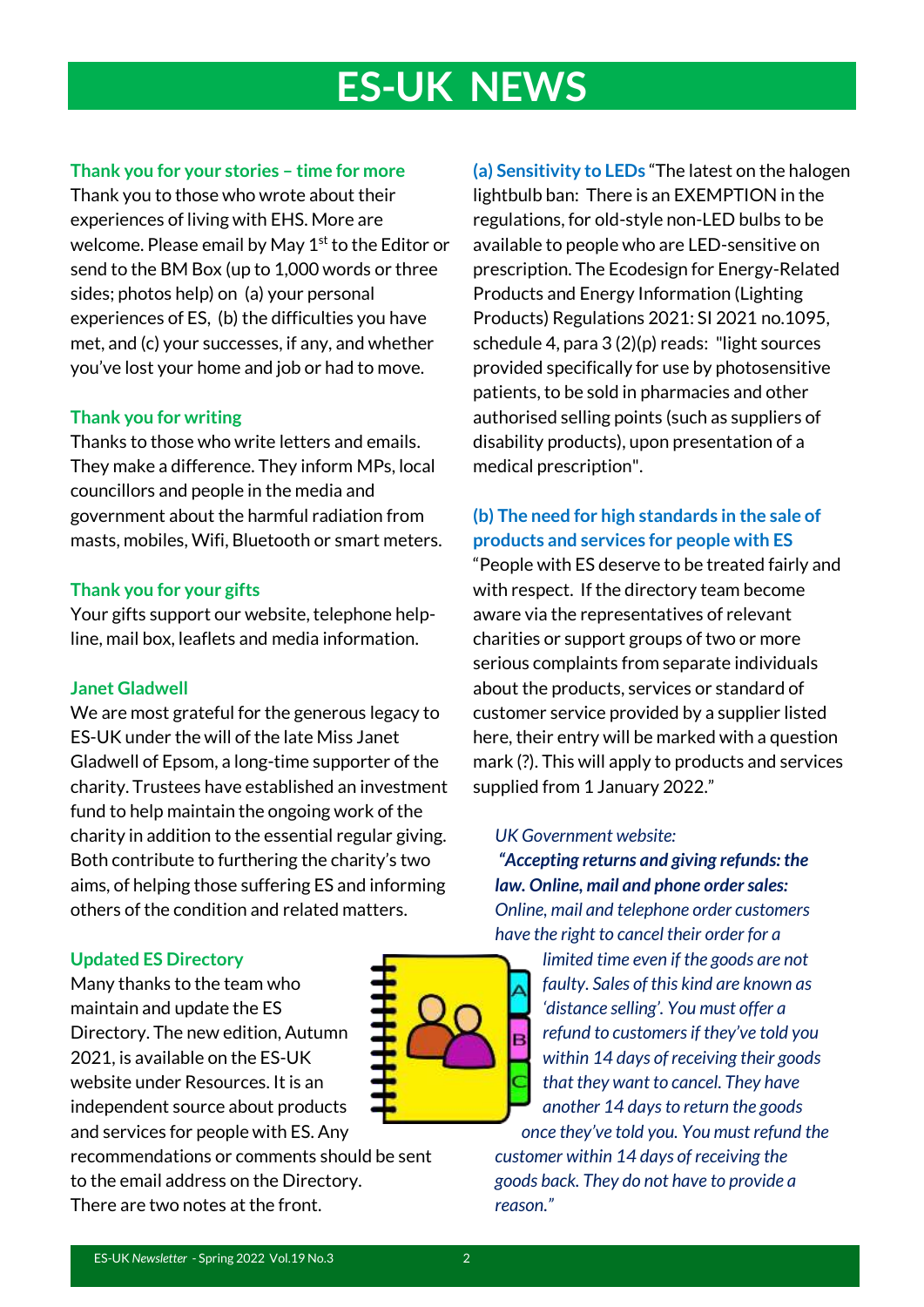# ES-UK NEWS

### Thank you for your stories – time for more

Thank you to those who wrote about their experiences of living with EHS. More are welcome. Please email by May 1st to the Editor or send to the BM Box (up to 1,000 words or three sides; photos help) on (a) your personal experiences of ES, (b) the difficulties you have met, and (c) your successes, if any, and whether you've lost your home and job or had to move.

### Thank you for writing

Thanks to those who write letters and emails. They make a difference. They inform MPs, local councillors and people in the media and government about the harmful radiation from masts, mobiles, Wifi, Bluetooth or smart meters.

### Thank you for your gifts

Your gifts support our website, telephone help-line, mail box, leaflets and media information.

### Janet Gladwell

We are most grateful for the generous legacy to ES-UK under the will of the late Miss Janet Gladwell of Epsom, a long-time supporter of the charity. Trustees have established an investment fund to help maintain the ongoing work of the charity in addition to the essential regular giving. Both contribute to furthering the charity's two aims, of helping those suffering ES and informing others of the condition and related matters.

### Updated ES Directory

Many thanks to the team who maintain and update the ES Directory. The new edition, Autumn 2021, is available on the ES-UK website under Resources. It is an independent source about products and services for people with ES. Any recommendations or comments should be sent to the email address on the Directory. There are two notes at the front.

**(a) Sensitivity to LEDs** "The latest on the halogen lightbulb ban: There is an EXEMPTION in the regulations, for old-style non-LED bulbs to be available to people who are LED-sensitive on prescription. The Ecodesign for Energy-Related Products and Energy Information (Lighting Products) Regulations 2021: SI 2021 no.1095, schedule 4, para 3 (2)(p) reads: "light sources provided specifically for use by photosensitive patients, to be sold in pharmacies and other authorised selling points (such as suppliers of disability products), upon presentation of a medical prescription".

**(b) The need for high standards in the sale of products and services for people with ES**

"People with ES deserve to be treated fairly and with respect. If the directory team become aware via the representatives of relevant charities or support groups of two or more serious complaints from separate individuals about the products, services or standard of customer service provided by a supplier listed here, their entry will be marked with a question mark (?). This will apply to products and services supplied from 1 January 2022."

*UK Government website:*

***"Accepting returns and giving refunds: the law. Online, mail and phone order sales:***
*Online, mail and telephone order customers have the right to cancel their order for a limited time even if the goods are not faulty. Sales of this kind are known as 'distance selling'. You must offer a refund to customers if they've told you within 14 days of receiving their goods that they want to cancel. They have another 14 days to return the goods once they've told you. You must refund the customer within 14 days of receiving the goods back. They do not have to provide a reason."*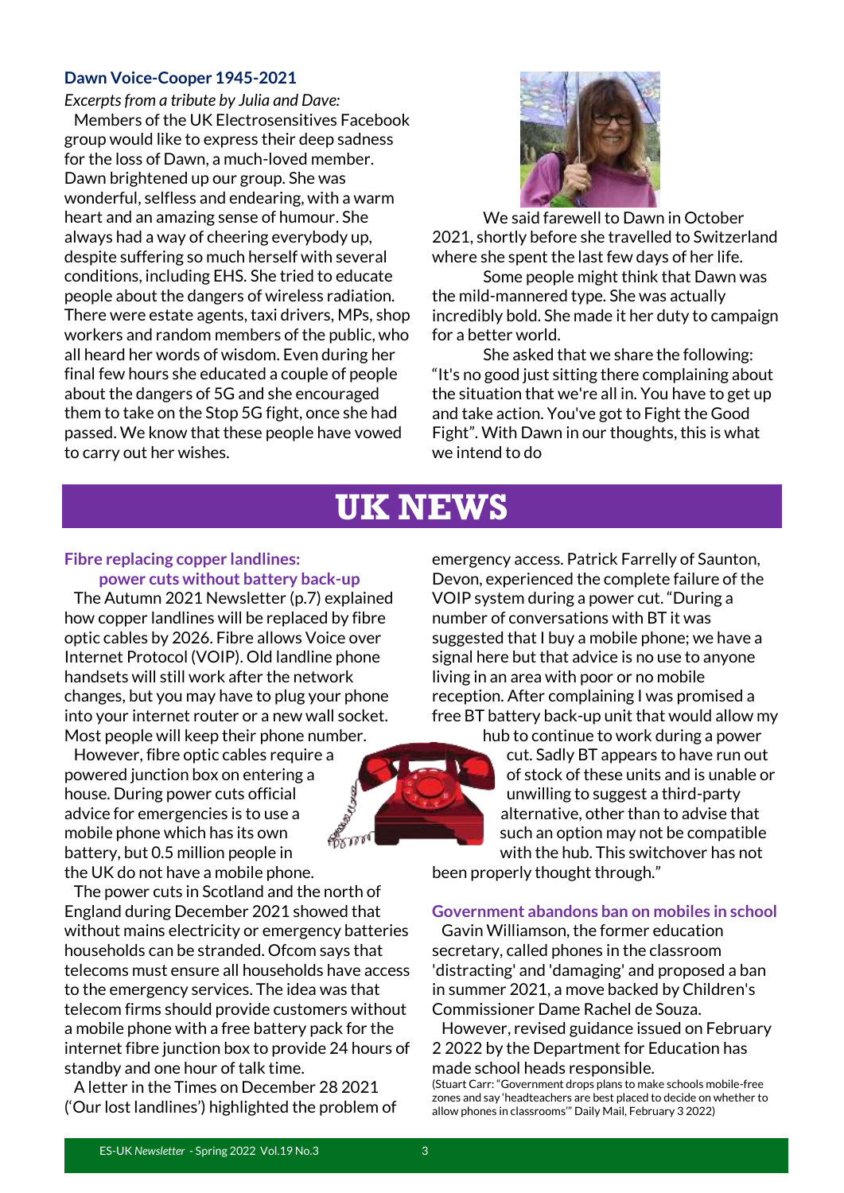### Dawn Voice-Cooper 1945-2021

*Excerpts from a tribute by Julia and Dave:*

Members of the UK Electrosensitives Facebook group would like to express their deep sadness for the loss of Dawn, a much-loved member. Dawn brightened up our group. She was wonderful, selfless and endearing, with a warm heart and an amazing sense of humour. She always had a way of cheering everybody up, despite suffering so much herself with several conditions, including EHS. She tried to educate people about the dangers of wireless radiation. There were estate agents, taxi drivers, MPs, shop workers and random members of the public, who all heard her words of wisdom. Even during her final few hours she educated a couple of people about the dangers of 5G and she encouraged them to take on the Stop 5G fight, once she had passed. We know that these people have vowed to carry out her wishes.

We said farewell to Dawn in October 2021, shortly before she travelled to Switzerland where she spent the last few days of her life.

Some people might think that Dawn was the mild-mannered type. She was actually incredibly bold. She made it her duty to campaign for a better world.

She asked that we share the following: "It's no good just sitting there complaining about the situation that we're all in. You have to get up and take action. You've got to Fight the Good Fight". With Dawn in our thoughts, this is what we intend to do

# UK NEWS

### Fibre replacing copper landlines: power cuts without battery back-up

The Autumn 2021 Newsletter (p.7) explained how copper landlines will be replaced by fibre optic cables by 2026. Fibre allows Voice over Internet Protocol (VOIP). Old landline phone handsets will still work after the network changes, but you may have to plug your phone into your internet router or a new wall socket. Most people will keep their phone number.

However, fibre optic cables require a powered junction box on entering a house. During power cuts official advice for emergencies is to use a mobile phone which has its own battery, but 0.5 million people in the UK do not have a mobile phone.

The power cuts in Scotland and the north of England during December 2021 showed that without mains electricity or emergency batteries households can be stranded. Ofcom says that telecoms must ensure all households have access to the emergency services. The idea was that telecom firms should provide customers without a mobile phone with a free battery pack for the internet fibre junction box to provide 24 hours of standby and one hour of talk time.

A letter in the Times on December 28 2021 ('Our lost landlines') highlighted the problem of emergency access. Patrick Farrelly of Saunton, Devon, experienced the complete failure of the VOIP system during a power cut. "During a number of conversations with BT it was suggested that I buy a mobile phone; we have a signal here but that advice is no use to anyone living in an area with poor or no mobile reception. After complaining I was promised a free BT battery back-up unit that would allow my hub to continue to work during a power cut. Sadly BT appears to have run out of stock of these units and is unable or unwilling to suggest a third-party alternative, other than to advise that such an option may not be compatible with the hub. This switchover has not been properly thought through."

### Government abandons ban on mobiles in school

Gavin Williamson, the former education secretary, called phones in the classroom 'distracting' and 'damaging' and proposed a ban in summer 2021, a move backed by Children's Commissioner Dame Rachel de Souza.

However, revised guidance issued on February 2 2022 by the Department for Education has made school heads responsible.

(Stuart Carr: "Government drops plans to make schools mobile-free zones and say 'headteachers are best placed to decide on whether to allow phones in classrooms'" Daily Mail, February 3 2022)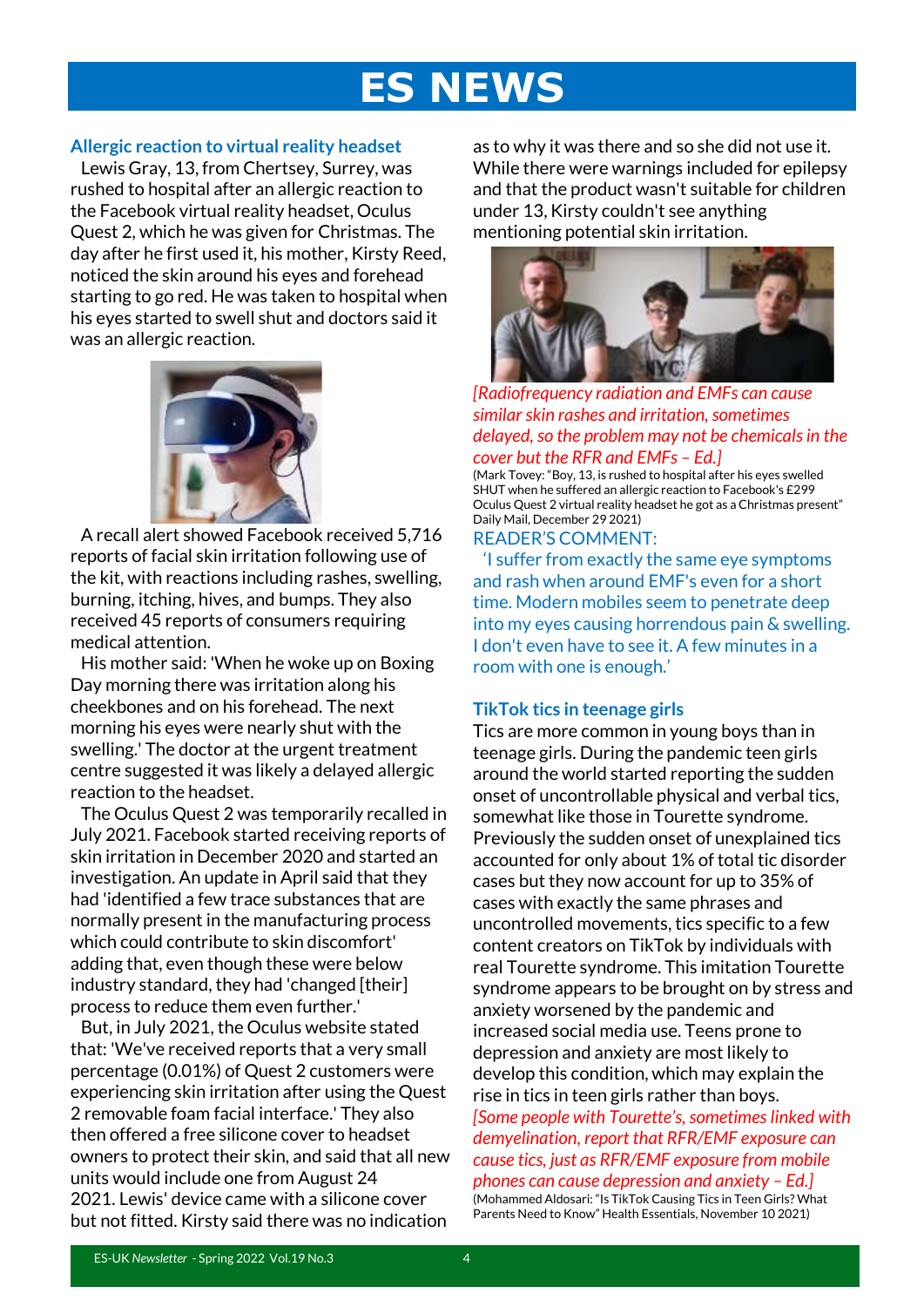# ES NEWS

## Allergic reaction to virtual reality headset

Lewis Gray, 13, from Chertsey, Surrey, was rushed to hospital after an allergic reaction to the Facebook virtual reality headset, Oculus Quest 2, which he was given for Christmas. The day after he first used it, his mother, Kirsty Reed, noticed the skin around his eyes and forehead starting to go red. He was taken to hospital when his eyes started to swell shut and doctors said it was an allergic reaction.

A recall alert showed Facebook received 5,716 reports of facial skin irritation following use of the kit, with reactions including rashes, swelling, burning, itching, hives, and bumps. They also received 45 reports of consumers requiring medical attention.

His mother said: 'When he woke up on Boxing Day morning there was irritation along his cheekbones and on his forehead. The next morning his eyes were nearly shut with the swelling.' The doctor at the urgent treatment centre suggested it was likely a delayed allergic reaction to the headset.

The Oculus Quest 2 was temporarily recalled in July 2021. Facebook started receiving reports of skin irritation in December 2020 and started an investigation. An update in April said that they had 'identified a few trace substances that are normally present in the manufacturing process which could contribute to skin discomfort' adding that, even though these were below industry standard, they had 'changed [their] process to reduce them even further.'

But, in July 2021, the Oculus website stated that: 'We've received reports that a very small percentage (0.01%) of Quest 2 customers were experiencing skin irritation after using the Quest 2 removable foam facial interface.' They also then offered a free silicone cover to headset owners to protect their skin, and said that all new units would include one from August 24 2021. Lewis' device came with a silicone cover but not fitted. Kirsty said there was no indication as to why it was there and so she did not use it. While there were warnings included for epilepsy and that the product wasn't suitable for children under 13, Kirsty couldn't see anything mentioning potential skin irritation.

*[Radiofrequency radiation and EMFs can cause similar skin rashes and irritation, sometimes delayed, so the problem may not be chemicals in the cover but the RFR and EMFs – Ed.]*

(Mark Tovey: "Boy, 13, is rushed to hospital after his eyes swelled SHUT when he suffered an allergic reaction to Facebook's £299 Oculus Quest 2 virtual reality headset he got as a Christmas present" Daily Mail, December 29 2021)

READER'S COMMENT:

'I suffer from exactly the same eye symptoms and rash when around EMF's even for a short time. Modern mobiles seem to penetrate deep into my eyes causing horrendous pain & swelling. I don't even have to see it. A few minutes in a room with one is enough.'

## TikTok tics in teenage girls

Tics are more common in young boys than in teenage girls. During the pandemic teen girls around the world started reporting the sudden onset of uncontrollable physical and verbal tics, somewhat like those in Tourette syndrome. Previously the sudden onset of unexplained tics accounted for only about 1% of total tic disorder cases but they now account for up to 35% of cases with exactly the same phrases and uncontrolled movements, tics specific to a few content creators on TikTok by individuals with real Tourette syndrome. This imitation Tourette syndrome appears to be brought on by stress and anxiety worsened by the pandemic and increased social media use. Teens prone to depression and anxiety are most likely to develop this condition, which may explain the rise in tics in teen girls rather than boys.

*[Some people with Tourette's, sometimes linked with demyelination, report that RFR/EMF exposure can cause tics, just as RFR/EMF exposure from mobile phones can cause depression and anxiety – Ed.]*

(Mohammed Aldosari: "Is TikTok Causing Tics in Teen Girls? What Parents Need to Know" Health Essentials, November 10 2021)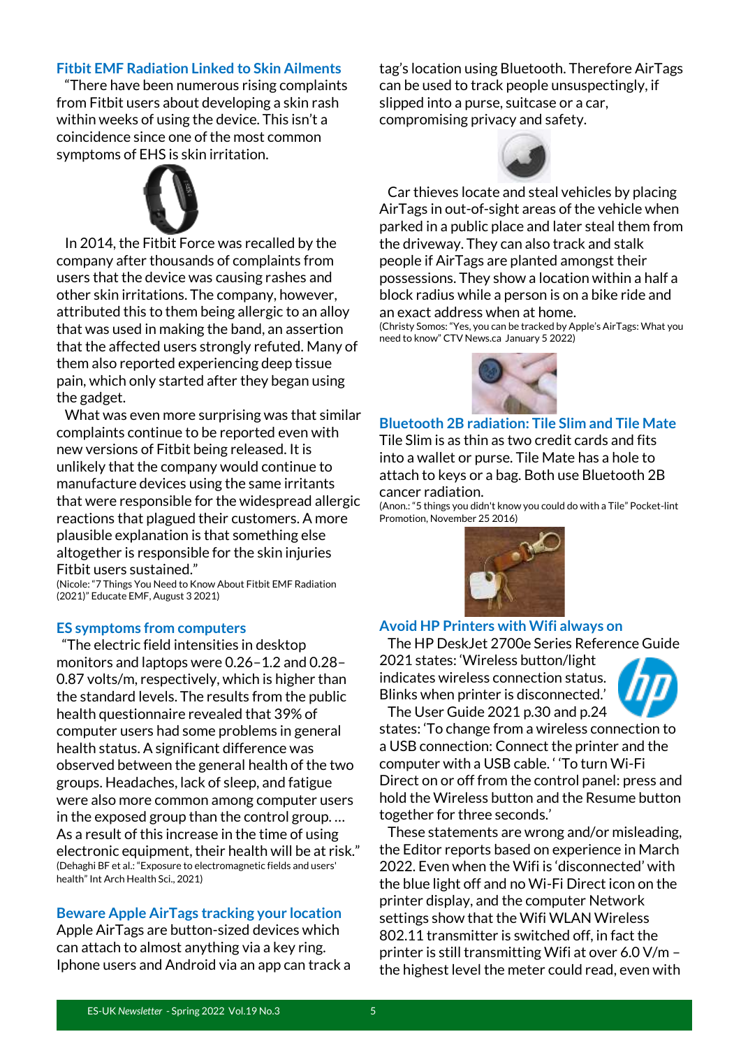## Fitbit EMF Radiation Linked to Skin Ailments

"There have been numerous rising complaints from Fitbit users about developing a skin rash within weeks of using the device. This isn't a coincidence since one of the most common symptoms of EHS is skin irritation.

In 2014, the Fitbit Force was recalled by the company after thousands of complaints from users that the device was causing rashes and other skin irritations. The company, however, attributed this to them being allergic to an alloy that was used in making the band, an assertion that the affected users strongly refuted. Many of them also reported experiencing deep tissue pain, which only started after they began using the gadget.

What was even more surprising was that similar complaints continue to be reported even with new versions of Fitbit being released. It is unlikely that the company would continue to manufacture devices using the same irritants that were responsible for the widespread allergic reactions that plagued their customers. A more plausible explanation is that something else altogether is responsible for the skin injuries Fitbit users sustained."

(Nicole: "7 Things You Need to Know About Fitbit EMF Radiation (2021)" Educate EMF, August 3 2021)

## ES symptoms from computers

"The electric field intensities in desktop monitors and laptops were 0.26–1.2 and 0.28–0.87 volts/m, respectively, which is higher than the standard levels. The results from the public health questionnaire revealed that 39% of computer users had some problems in general health status. A significant difference was observed between the general health of the two groups. Headaches, lack of sleep, and fatigue were also more common among computer users in the exposed group than the control group. … As a result of this increase in the time of using electronic equipment, their health will be at risk."

(Dehaghi BF et al.: "Exposure to electromagnetic fields and users' health" Int Arch Health Sci., 2021)

## Beware Apple AirTags tracking your location

Apple AirTags are button-sized devices which can attach to almost anything via a key ring. Iphone users and Android via an app can track a tag's location using Bluetooth. Therefore AirTags can be used to track people unsuspectingly, if slipped into a purse, suitcase or a car, compromising privacy and safety.

Car thieves locate and steal vehicles by placing AirTags in out-of-sight areas of the vehicle when parked in a public place and later steal them from the driveway. They can also track and stalk people if AirTags are planted amongst their possessions. They show a location within a half a block radius while a person is on a bike ride and an exact address when at home.

(Christy Somos: "Yes, you can be tracked by Apple's AirTags: What you need to know" CTV News.ca January 5 2022)

## Bluetooth 2B radiation: Tile Slim and Tile Mate

Tile Slim is as thin as two credit cards and fits into a wallet or purse. Tile Mate has a hole to attach to keys or a bag. Both use Bluetooth 2B cancer radiation.

(Anon.: "5 things you didn't know you could do with a Tile" Pocket-lint Promotion, November 25 2016)

## Avoid HP Printers with Wifi always on

The HP DeskJet 2700e Series Reference Guide 2021 states: 'Wireless button/light indicates wireless connection status. Blinks when printer is disconnected.'

The User Guide 2021 p.30 and p.24 states: 'To change from a wireless connection to a USB connection: Connect the printer and the computer with a USB cable. ' 'To turn Wi-Fi Direct on or off from the control panel: press and hold the Wireless button and the Resume button together for three seconds.'

These statements are wrong and/or misleading, the Editor reports based on experience in March 2022. Even when the Wifi is 'disconnected' with the blue light off and no Wi-Fi Direct icon on the printer display, and the computer Network settings show that the Wifi WLAN Wireless 802.11 transmitter is switched off, in fact the printer is still transmitting Wifi at over 6.0 V/m – the highest level the meter could read, even with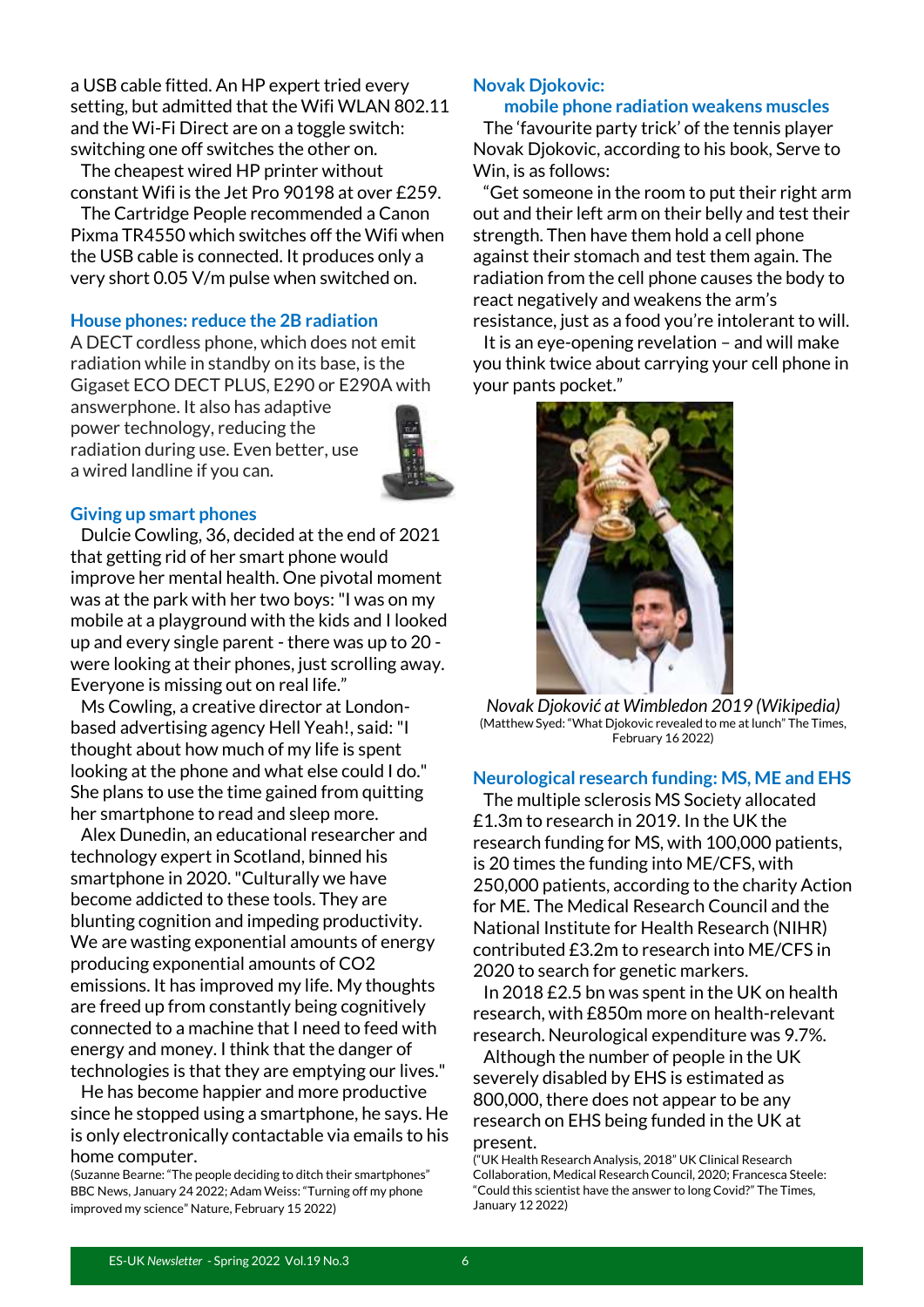a USB cable fitted. An HP expert tried every setting, but admitted that the Wifi WLAN 802.11 and the Wi-Fi Direct are on a toggle switch: switching one off switches the other on.

The cheapest wired HP printer without constant Wifi is the Jet Pro 90198 at over £259.

The Cartridge People recommended a Canon Pixma TR4550 which switches off the Wifi when the USB cable is connected. It produces only a very short 0.05 V/m pulse when switched on.

### House phones: reduce the 2B radiation

A DECT cordless phone, which does not emit radiation while in standby on its base, is the Gigaset ECO DECT PLUS, E290 or E290A with answerphone. It also has adaptive power technology, reducing the radiation during use. Even better, use a wired landline if you can.

### Giving up smart phones

Dulcie Cowling, 36, decided at the end of 2021 that getting rid of her smart phone would improve her mental health. One pivotal moment was at the park with her two boys: "I was on my mobile at a playground with the kids and I looked up and every single parent - there was up to 20 - were looking at their phones, just scrolling away. Everyone is missing out on real life."

Ms Cowling, a creative director at London-based advertising agency Hell Yeah!, said: "I thought about how much of my life is spent looking at the phone and what else could I do." She plans to use the time gained from quitting her smartphone to read and sleep more.

Alex Dunedin, an educational researcher and technology expert in Scotland, binned his smartphone in 2020. "Culturally we have become addicted to these tools. They are blunting cognition and impeding productivity. We are wasting exponential amounts of energy producing exponential amounts of CO2 emissions. It has improved my life. My thoughts are freed up from constantly being cognitively connected to a machine that I need to feed with energy and money. I think that the danger of technologies is that they are emptying our lives."

He has become happier and more productive since he stopped using a smartphone, he says. He is only electronically contactable via emails to his home computer.

(Suzanne Bearne: "The people deciding to ditch their smartphones" BBC News, January 24 2022; Adam Weiss: "Turning off my phone improved my science" Nature, February 15 2022)

### Novak Djokovic: mobile phone radiation weakens muscles

The 'favourite party trick' of the tennis player Novak Djokovic, according to his book, Serve to Win, is as follows:

"Get someone in the room to put their right arm out and their left arm on their belly and test their strength. Then have them hold a cell phone against their stomach and test them again. The radiation from the cell phone causes the body to react negatively and weakens the arm's resistance, just as a food you're intolerant to will.

It is an eye-opening revelation – and will make you think twice about carrying your cell phone in your pants pocket."

*Novak Djoković at Wimbledon 2019 (Wikipedia)*

(Matthew Syed: "What Djokovic revealed to me at lunch" The Times, February 16 2022)

### Neurological research funding: MS, ME and EHS

The multiple sclerosis MS Society allocated £1.3m to research in 2019. In the UK the research funding for MS, with 100,000 patients, is 20 times the funding into ME/CFS, with 250,000 patients, according to the charity Action for ME. The Medical Research Council and the National Institute for Health Research (NIHR) contributed £3.2m to research into ME/CFS in 2020 to search for genetic markers.

In 2018 £2.5 bn was spent in the UK on health research, with £850m more on health-relevant research. Neurological expenditure was 9.7%.

Although the number of people in the UK severely disabled by EHS is estimated as 800,000, there does not appear to be any research on EHS being funded in the UK at present.

("UK Health Research Analysis, 2018" UK Clinical Research Collaboration, Medical Research Council, 2020; Francesca Steele: "Could this scientist have the answer to long Covid?" The Times, January 12 2022)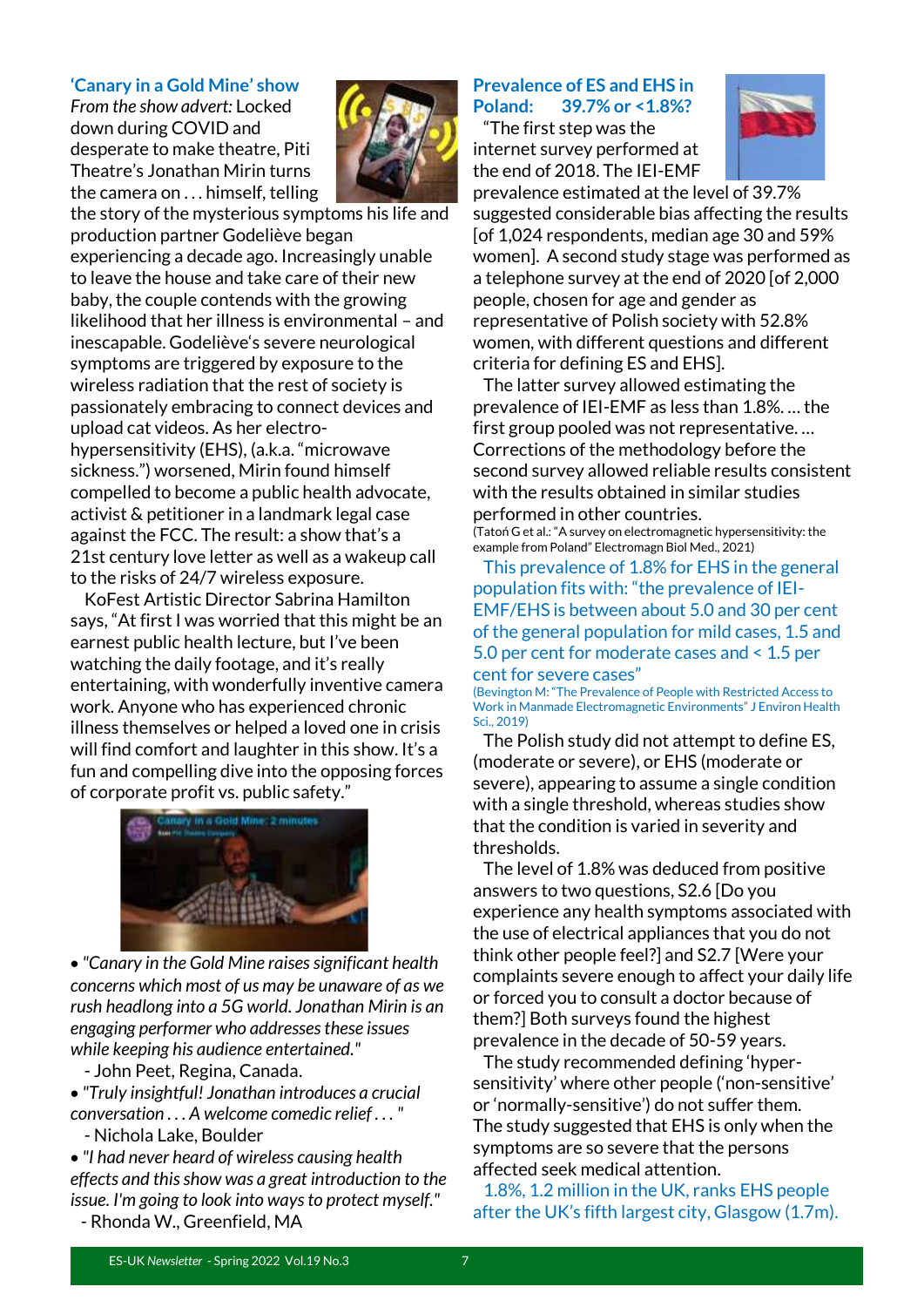## 'Canary in a Gold Mine' show

*From the show advert:* Locked down during COVID and desperate to make theatre, Piti Theatre's Jonathan Mirin turns the camera on . . . himself, telling the story of the mysterious symptoms his life and production partner Godelieve began experiencing a decade ago. Increasingly unable to leave the house and take care of their new baby, the couple contends with the growing likelihood that her illness is environmental – and inescapable. Godelieve's severe neurological symptoms are triggered by exposure to the wireless radiation that the rest of society is passionately embracing to connect devices and upload cat videos. As her electro-hypersensitivity (EHS), (a.k.a. "microwave sickness.") worsened, Mirin found himself compelled to become a public health advocate, activist & petitioner in a landmark legal case against the FCC. The result: a show that's a 21st century love letter as well as a wakeup call to the risks of 24/7 wireless exposure.

KoFest Artistic Director Sabrina Hamilton says, "At first I was worried that this might be an earnest public health lecture, but I've been watching the daily footage, and it's really entertaining, with wonderfully inventive camera work. Anyone who has experienced chronic illness themselves or helped a loved one in crisis will find comfort and laughter in this show. It's a fun and compelling dive into the opposing forces of corporate profit vs. public safety."

- *"Canary in the Gold Mine raises significant health concerns which most of us may be unaware of as we rush headlong into a 5G world. Jonathan Mirin is an engaging performer who addresses these issues while keeping his audience entertained."*
  - John Peet, Regina, Canada.
- *"Truly insightful! Jonathan introduces a crucial conversation . . . A welcome comedic relief . . . "*
  - Nichola Lake, Boulder
- *"I had never heard of wireless causing health effects and this show was a great introduction to the issue. I'm going to look into ways to protect myself."*
  - Rhonda W., Greenfield, MA

## Prevalence of ES and EHS in Poland: 39.7% or <1.8%?

"The first step was the internet survey performed at the end of 2018. The IEI-EMF prevalence estimated at the level of 39.7% suggested considerable bias affecting the results [of 1,024 respondents, median age 30 and 59% women]. A second study stage was performed as a telephone survey at the end of 2020 [of 2,000 people, chosen for age and gender as representative of Polish society with 52.8% women, with different questions and different criteria for defining ES and EHS].

The latter survey allowed estimating the prevalence of IEI-EMF as less than 1.8%. … the first group pooled was not representative. … Corrections of the methodology before the second survey allowed reliable results consistent with the results obtained in similar studies performed in other countries.

(Tatoń G et al.: "A survey on electromagnetic hypersensitivity: the example from Poland" Electromagn Biol Med., 2021)

This prevalence of 1.8% for EHS in the general population fits with: "the prevalence of IEI-EMF/EHS is between about 5.0 and 30 per cent of the general population for mild cases, 1.5 and 5.0 per cent for moderate cases and < 1.5 per cent for severe cases"

(Bevington M: "The Prevalence of People with Restricted Access to Work in Manmade Electromagnetic Environments" J Environ Health Sci., 2019)

The Polish study did not attempt to define ES, (moderate or severe), or EHS (moderate or severe), appearing to assume a single condition with a single threshold, whereas studies show that the condition is varied in severity and thresholds.

The level of 1.8% was deduced from positive answers to two questions, S2.6 [Do you experience any health symptoms associated with the use of electrical appliances that you do not think other people feel?] and S2.7 [Were your complaints severe enough to affect your daily life or forced you to consult a doctor because of them?] Both surveys found the highest prevalence in the decade of 50-59 years.

The study recommended defining 'hyper-sensitivity' where other people ('non-sensitive' or 'normally-sensitive') do not suffer them. The study suggested that EHS is only when the symptoms are so severe that the persons affected seek medical attention.

1.8%, 1.2 million in the UK, ranks EHS people after the UK's fifth largest city, Glasgow (1.7m).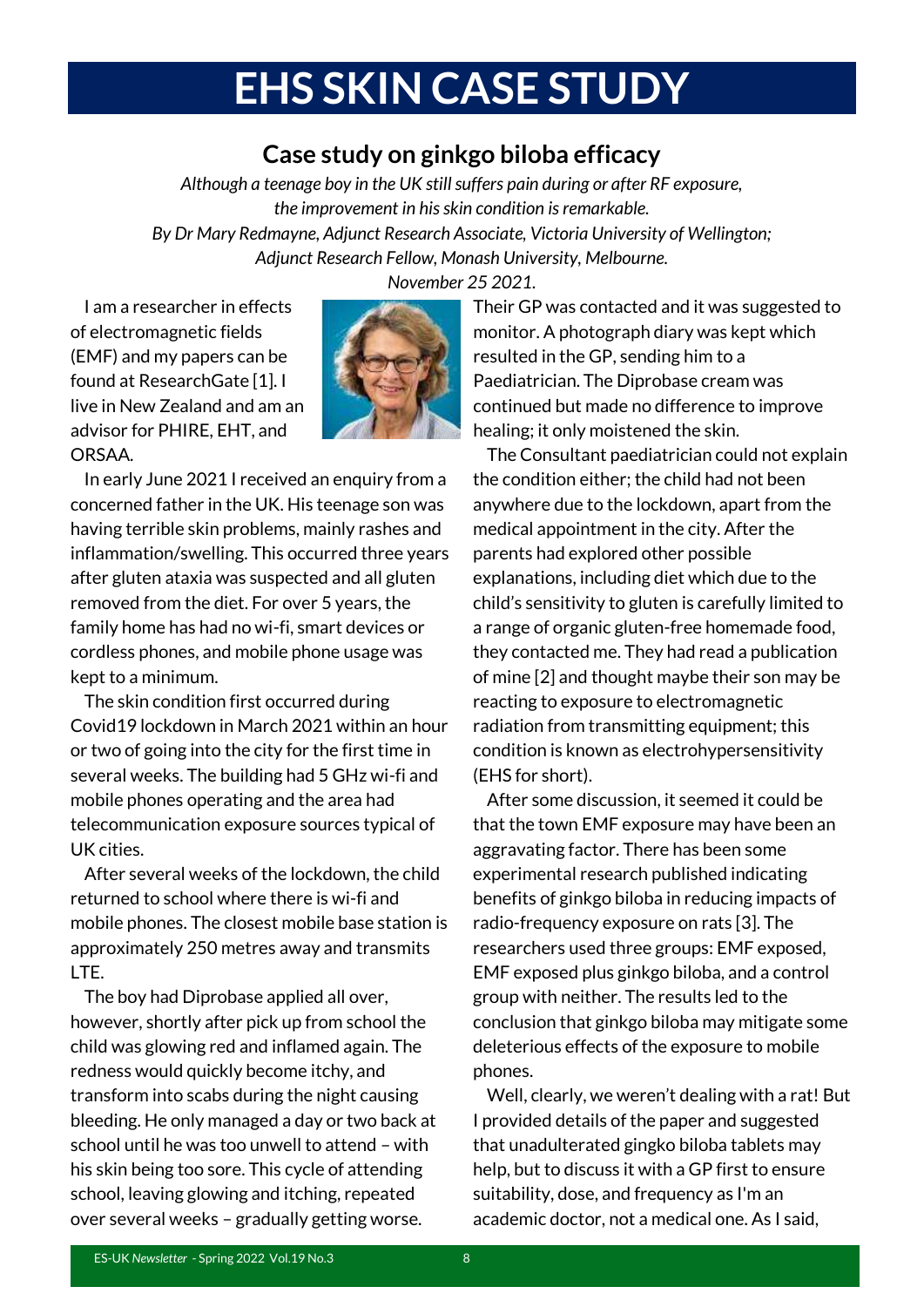# EHS SKIN CASE STUDY

## Case study on ginkgo biloba efficacy

*Although a teenage boy in the UK still suffers pain during or after RF exposure, the improvement in his skin condition is remarkable.*

*By Dr Mary Redmayne, Adjunct Research Associate, Victoria University of Wellington; Adjunct Research Fellow, Monash University, Melbourne.*

*November 25 2021.*

I am a researcher in effects of electromagnetic fields (EMF) and my papers can be found at ResearchGate [1]. I live in New Zealand and am an advisor for PHIRE, EHT, and ORSAA.

In early June 2021 I received an enquiry from a concerned father in the UK. His teenage son was having terrible skin problems, mainly rashes and inflammation/swelling. This occurred three years after gluten ataxia was suspected and all gluten removed from the diet. For over 5 years, the family home has had no wi-fi, smart devices or cordless phones, and mobile phone usage was kept to a minimum.

The skin condition first occurred during Covid19 lockdown in March 2021 within an hour or two of going into the city for the first time in several weeks. The building had 5 GHz wi-fi and mobile phones operating and the area had telecommunication exposure sources typical of UK cities.

After several weeks of the lockdown, the child returned to school where there is wi-fi and mobile phones. The closest mobile base station is approximately 250 metres away and transmits LTE.

The boy had Diprobase applied all over, however, shortly after pick up from school the child was glowing red and inflamed again. The redness would quickly become itchy, and transform into scabs during the night causing bleeding. He only managed a day or two back at school until he was too unwell to attend – with his skin being too sore. This cycle of attending school, leaving glowing and itching, repeated over several weeks – gradually getting worse.

Their GP was contacted and it was suggested to monitor. A photograph diary was kept which resulted in the GP, sending him to a Paediatrician. The Diprobase cream was continued but made no difference to improve healing; it only moistened the skin.

The Consultant paediatrician could not explain the condition either; the child had not been anywhere due to the lockdown, apart from the medical appointment in the city. After the parents had explored other possible explanations, including diet which due to the child's sensitivity to gluten is carefully limited to a range of organic gluten-free homemade food, they contacted me. They had read a publication of mine [2] and thought maybe their son may be reacting to exposure to electromagnetic radiation from transmitting equipment; this condition is known as electrohypersensitivity (EHS for short).

After some discussion, it seemed it could be that the town EMF exposure may have been an aggravating factor. There has been some experimental research published indicating benefits of ginkgo biloba in reducing impacts of radio-frequency exposure on rats [3]. The researchers used three groups: EMF exposed, EMF exposed plus ginkgo biloba, and a control group with neither. The results led to the conclusion that ginkgo biloba may mitigate some deleterious effects of the exposure to mobile phones.

Well, clearly, we weren't dealing with a rat! But I provided details of the paper and suggested that unadulterated gingko biloba tablets may help, but to discuss it with a GP first to ensure suitability, dose, and frequency as I'm an academic doctor, not a medical one. As I said,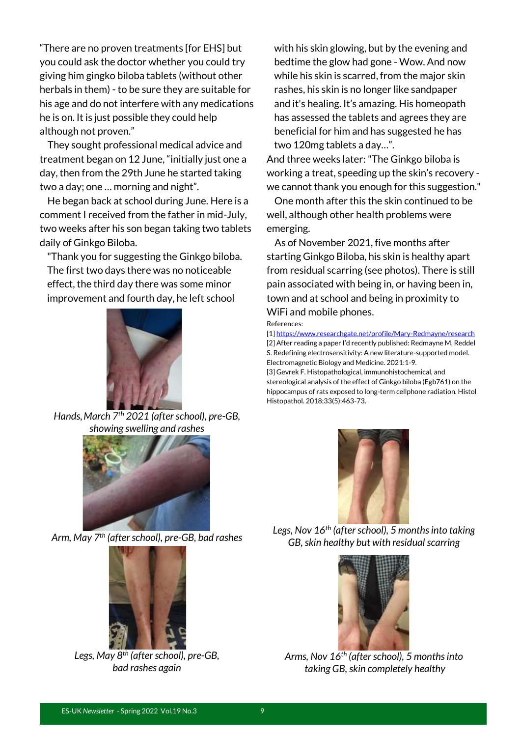"There are no proven treatments [for EHS] but you could ask the doctor whether you could try giving him gingko biloba tablets (without other herbals in them) - to be sure they are suitable for his age and do not interfere with any medications he is on. It is just possible they could help although not proven."

They sought professional medical advice and treatment began on 12 June, "initially just one a day, then from the 29th June he started taking two a day; one … morning and night".

He began back at school during June. Here is a comment I received from the father in mid-July, two weeks after his son began taking two tablets daily of Ginkgo Biloba.

> "Thank you for suggesting the Ginkgo biloba. The first two days there was no noticeable effect, the third day there was some minor improvement and fourth day, he left school with his skin glowing, but by the evening and bedtime the glow had gone - Wow. And now while his skin is scarred, from the major skin rashes, his skin is no longer like sandpaper and it's healing. It's amazing. His homeopath has assessed the tablets and agrees they are beneficial for him and has suggested he has two 120mg tablets a day…".

And three weeks later: "The Ginkgo biloba is working a treat, speeding up the skin's recovery - we cannot thank you enough for this suggestion."

One month after this the skin continued to be well, although other health problems were emerging.

As of November 2021, five months after starting Ginkgo Biloba, his skin is healthy apart from residual scarring (see photos). There is still pain associated with being in, or having been in, town and at school and being in proximity to WiFi and mobile phones.

References:

[1] https://www.researchgate.net/profile/Mary-Redmayne/research

[2] After reading a paper I'd recently published: Redmayne M, Reddel S. Redefining electrosensitivity: A new literature-supported model. Electromagnetic Biology and Medicine. 2021:1-9.

[3] Gevrek F. Histopathological, immunohistochemical, and stereological analysis of the effect of Ginkgo biloba (Egb761) on the hippocampus of rats exposed to long-term cellphone radiation. Histol Histopathol. 2018;33(5):463-73.

*Hands, March 7th 2021 (after school), pre-GB, showing swelling and rashes*

*Arm, May 7th (after school), pre-GB, bad rashes*

*Legs, May 8th (after school), pre-GB, bad rashes again*

*Legs, Nov 16th (after school), 5 months into taking GB, skin healthy but with residual scarring*

*Arms, Nov 16th (after school), 5 months into taking GB, skin completely healthy*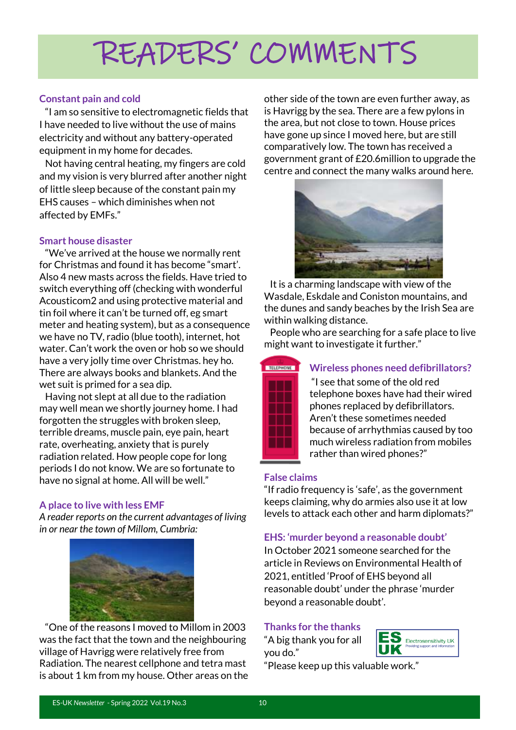# READERS' COMMENTS

### Constant pain and cold

"I am so sensitive to electromagnetic fields that I have needed to live without the use of mains electricity and without any battery-operated equipment in my home for decades.

Not having central heating, my fingers are cold and my vision is very blurred after another night of little sleep because of the constant pain my EHS causes – which diminishes when not affected by EMFs."

### Smart house disaster

"We've arrived at the house we normally rent for Christmas and found it has become "smart'. Also 4 new masts across the fields. Have tried to switch everything off (checking with wonderful Acousticom2 and using protective material and tin foil where it can't be turned off, eg smart meter and heating system), but as a consequence we have no TV, radio (blue tooth), internet, hot water. Can't work the oven or hob so we should have a very jolly time over Christmas. hey ho. There are always books and blankets. And the wet suit is primed for a sea dip.

Having not slept at all due to the radiation may well mean we shortly journey home. I had forgotten the struggles with broken sleep, terrible dreams, muscle pain, eye pain, heart rate, overheating, anxiety that is purely radiation related. How people cope for long periods I do not know. We are so fortunate to have no signal at home. All will be well."

### A place to live with less EMF

*A reader reports on the current advantages of living in or near the town of Millom, Cumbria:*

"One of the reasons I moved to Millom in 2003 was the fact that the town and the neighbouring village of Havrigg were relatively free from Radiation. The nearest cellphone and tetra mast is about 1 km from my house. Other areas on the other side of the town are even further away, as is Havrigg by the sea. There are a few pylons in the area, but not close to town. House prices have gone up since I moved here, but are still comparatively low. The town has received a government grant of £20.6million to upgrade the centre and connect the many walks around here.

It is a charming landscape with view of the Wasdale, Eskdale and Coniston mountains, and the dunes and sandy beaches by the Irish Sea are within walking distance.

People who are searching for a safe place to live might want to investigate it further."

### Wireless phones need defibrillators?

"I see that some of the old red telephone boxes have had their wired phones replaced by defibrillators. Aren't these sometimes needed because of arrhythmias caused by too much wireless radiation from mobiles rather than wired phones?"

### False claims

"If radio frequency is 'safe', as the government keeps claiming, why do armies also use it at low levels to attack each other and harm diplomats?"

### EHS: 'murder beyond a reasonable doubt'

In October 2021 someone searched for the article in Reviews on Environmental Health of 2021, entitled 'Proof of EHS beyond all reasonable doubt' under the phrase 'murder beyond a reasonable doubt'.

### Thanks for the thanks

"A big thank you for all you do."

"Please keep up this valuable work."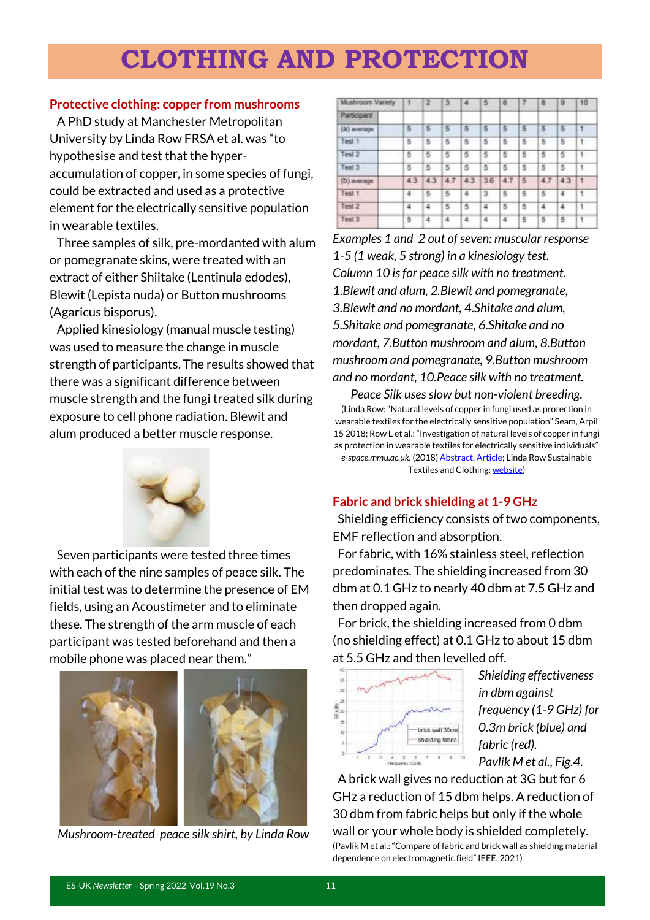# CLOTHING AND PROTECTION

## Protective clothing: copper from mushrooms

A PhD study at Manchester Metropolitan University by Linda Row FRSA et al. was "to hypothesise and test that the hyper-accumulation of copper, in some species of fungi, could be extracted and used as a protective element for the electrically sensitive population in wearable textiles.

Three samples of silk, pre-mordanted with alum or pomegranate skins, were treated with an extract of either Shiitake (Lentinula edodes), Blewit (Lepista nuda) or Button mushrooms (Agaricus bisporus).

Applied kinesiology (manual muscle testing) was used to measure the change in muscle strength of participants. The results showed that there was a significant difference between muscle strength and the fungi treated silk during exposure to cell phone radiation. Blewit and alum produced a better muscle response.

Seven participants were tested three times with each of the nine samples of peace silk. The initial test was to determine the presence of EM fields, using an Acoustimeter and to eliminate these. The strength of the arm muscle of each participant was tested beforehand and then a mobile phone was placed near them."

*Mushroom-treated peace silk shirt, by Linda Row*

| Mushroom Variety | 1 | 2 | 3 | 4 | 5 | 6 | 7 | 8 | 9 | 10 |
|---|---|---|---|---|---|---|---|---|---|---|
| Participant | | | | | | | | | | |
| (a) average | 5 | 5 | 5 | 5 | 5 | 5 | 5 | 5 | 5 | 1 |
| Test 1 | 5 | 5 | 5 | 5 | 5 | 5 | 5 | 5 | 5 | 1 |
| Test 2 | 5 | 5 | 5 | 5 | 5 | 5 | 5 | 5 | 5 | 1 |
| Test 3 | 5 | 5 | 5 | 5 | 5 | 5 | 5 | 5 | 5 | 1 |
| (b) average | 4.3 | 4.3 | 4.7 | 4.3 | 3.6 | 4.7 | 5 | 4.7 | 4.3 | 1 |
| Test 1 | 4 | 5 | 5 | 4 | 3 | 5 | 5 | 5 | 4 | 1 |
| Test 2 | 4 | 4 | 5 | 5 | 4 | 5 | 5 | 4 | 4 | 1 |
| Test 3 | 5 | 4 | 4 | 4 | 4 | 4 | 5 | 5 | 5 | 1 |

*Examples 1 and 2 out of seven: muscular response 1-5 (1 weak, 5 strong) in a kinesiology test. Column 10 is for peace silk with no treatment. 1.Blewit and alum, 2.Blewit and pomegranate, 3.Blewit and no mordant, 4.Shitake and alum, 5.Shitake and pomegranate, 6.Shitake and no mordant, 7.Button mushroom and alum, 8.Button mushroom and pomegranate, 9.Button mushroom and no mordant, 10.Peace silk with no treatment.*

*Peace Silk uses slow but non-violent breeding.*

(Linda Row: "Natural levels of copper in fungi used as protection in wearable textiles for the electrically sensitive population" Seam, Arpil 15 2018; Row L et al.: "Investigation of natural levels of copper in fungi as protection in wearable textiles for electrically sensitive individuals" *e-space.mmu.ac.uk*. (2018) Abstract. Article; Linda Row Sustainable Textiles and Clothing: website)

## Fabric and brick shielding at 1-9 GHz

Shielding efficiency consists of two components, EMF reflection and absorption.

For fabric, with 16% stainless steel, reflection predominates. The shielding increased from 30 dbm at 0.1 GHz to nearly 40 dbm at 7.5 GHz and then dropped again.

For brick, the shielding increased from 0 dbm (no shielding effect) at 0.1 GHz to about 15 dbm at 5.5 GHz and then levelled off.

*Shielding effectiveness in dbm against frequency (1-9 GHz) for 0.3m brick (blue) and fabric (red). Pavlík M et al., Fig.4.*

A brick wall gives no reduction at 3G but for 6 GHz a reduction of 15 dbm helps. A reduction of 30 dbm from fabric helps but only if the whole wall or your whole body is shielded completely.

(Pavlík M et al.: "Compare of fabric and brick wall as shielding material dependence on electromagnetic field" IEEE, 2021)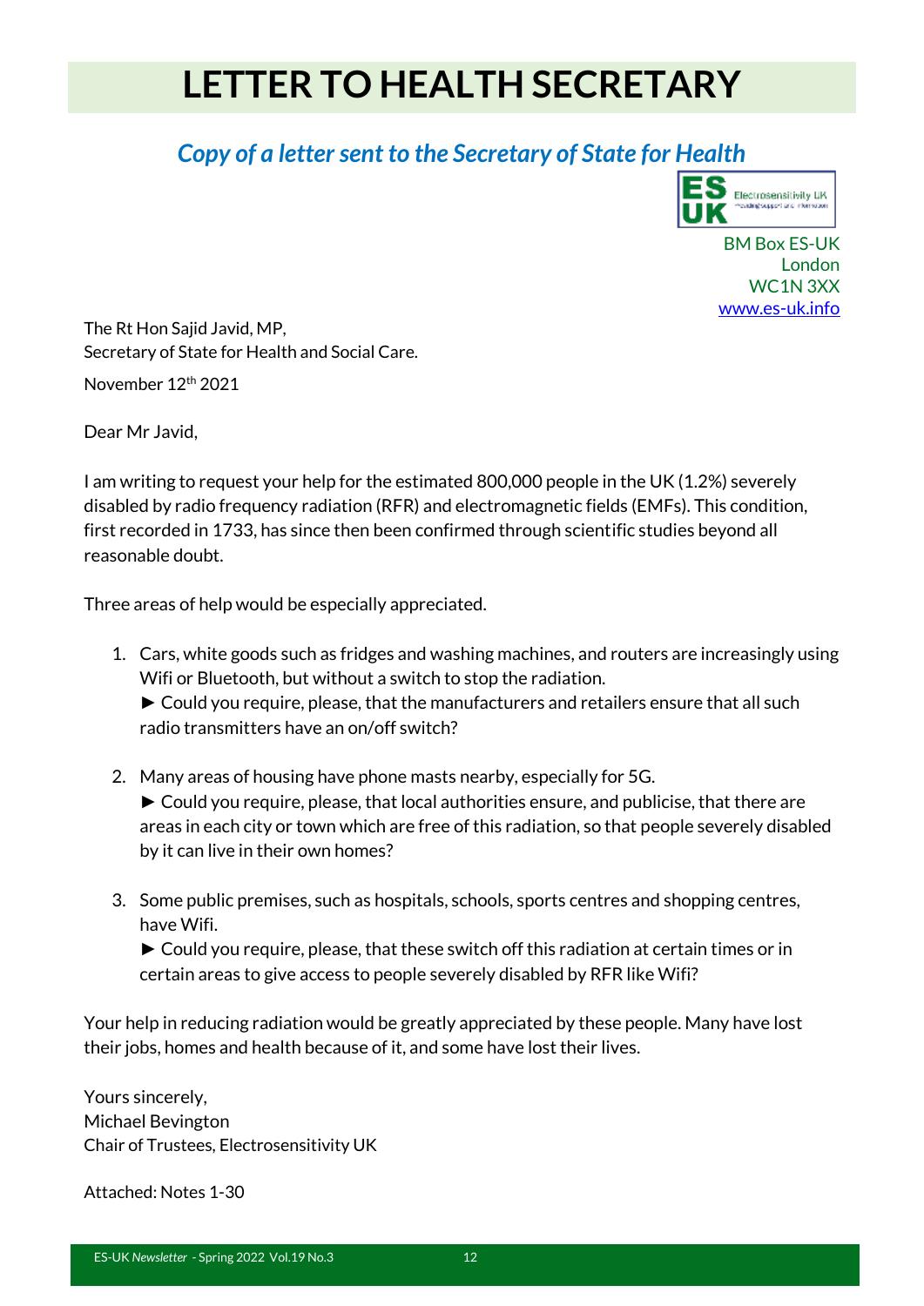# LETTER TO HEALTH SECRETARY

## *Copy of a letter sent to the Secretary of State for Health*

BM Box ES-UK
London
WC1N 3XX
www.es-uk.info

The Rt Hon Sajid Javid, MP,
Secretary of State for Health and Social Care.

November 12th 2021

Dear Mr Javid,

I am writing to request your help for the estimated 800,000 people in the UK (1.2%) severely disabled by radio frequency radiation (RFR) and electromagnetic fields (EMFs). This condition, first recorded in 1733, has since then been confirmed through scientific studies beyond all reasonable doubt.

Three areas of help would be especially appreciated.

1. Cars, white goods such as fridges and washing machines, and routers are increasingly using Wifi or Bluetooth, but without a switch to stop the radiation.
   ► Could you require, please, that the manufacturers and retailers ensure that all such radio transmitters have an on/off switch?

2. Many areas of housing have phone masts nearby, especially for 5G.
   ► Could you require, please, that local authorities ensure, and publicise, that there are areas in each city or town which are free of this radiation, so that people severely disabled by it can live in their own homes?

3. Some public premises, such as hospitals, schools, sports centres and shopping centres, have Wifi.
   ► Could you require, please, that these switch off this radiation at certain times or in certain areas to give access to people severely disabled by RFR like Wifi?

Your help in reducing radiation would be greatly appreciated by these people. Many have lost their jobs, homes and health because of it, and some have lost their lives.

Yours sincerely,
Michael Bevington
Chair of Trustees, Electrosensitivity UK

Attached: Notes 1-30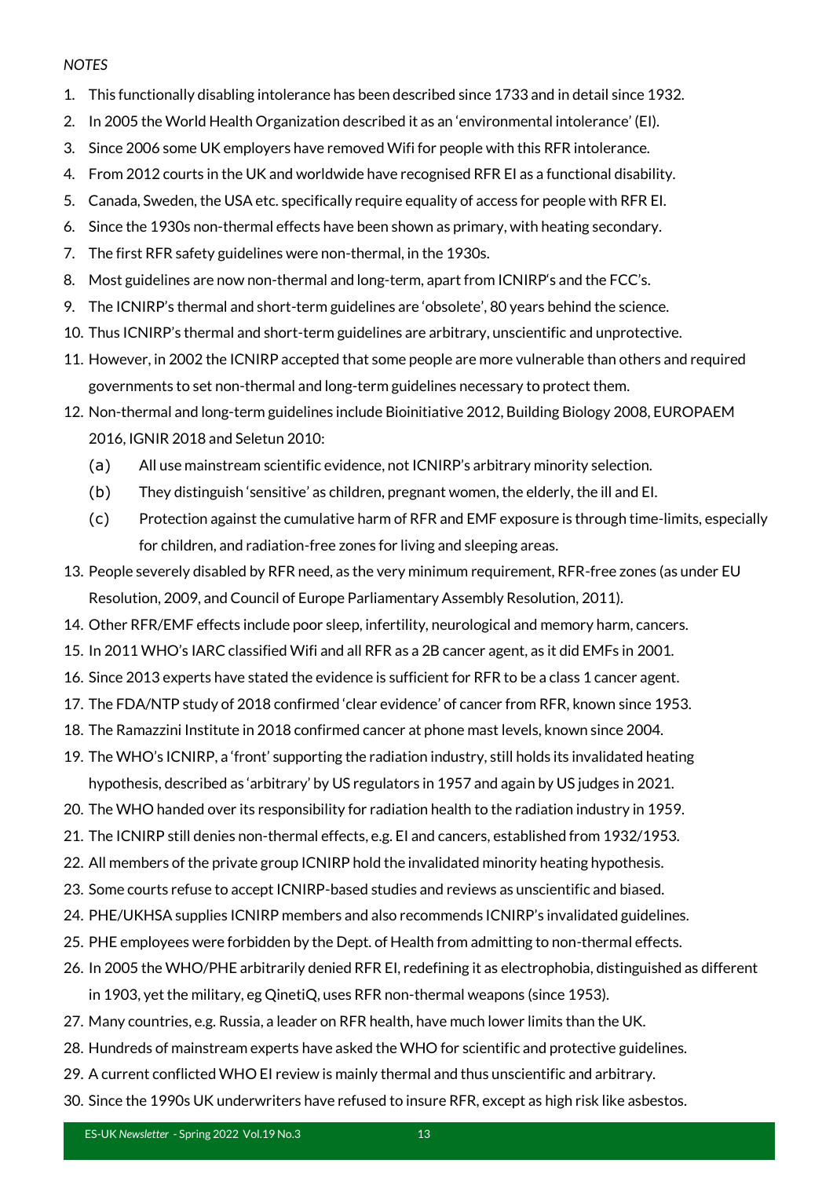*NOTES*

1. This functionally disabling intolerance has been described since 1733 and in detail since 1932.
2. In 2005 the World Health Organization described it as an 'environmental intolerance' (EI).
3. Since 2006 some UK employers have removed Wifi for people with this RFR intolerance.
4. From 2012 courts in the UK and worldwide have recognised RFR EI as a functional disability.
5. Canada, Sweden, the USA etc. specifically require equality of access for people with RFR EI.
6. Since the 1930s non-thermal effects have been shown as primary, with heating secondary.
7. The first RFR safety guidelines were non-thermal, in the 1930s.
8. Most guidelines are now non-thermal and long-term, apart from ICNIRP's and the FCC's.
9. The ICNIRP's thermal and short-term guidelines are 'obsolete', 80 years behind the science.
10. Thus ICNIRP's thermal and short-term guidelines are arbitrary, unscientific and unprotective.
11. However, in 2002 the ICNIRP accepted that some people are more vulnerable than others and required governments to set non-thermal and long-term guidelines necessary to protect them.
12. Non-thermal and long-term guidelines include Bioinitiative 2012, Building Biology 2008, EUROPAEM 2016, IGNIR 2018 and Seletun 2010:
    (a) All use mainstream scientific evidence, not ICNIRP's arbitrary minority selection.
    (b) They distinguish 'sensitive' as children, pregnant women, the elderly, the ill and EI.
    (c) Protection against the cumulative harm of RFR and EMF exposure is through time-limits, especially for children, and radiation-free zones for living and sleeping areas.
13. People severely disabled by RFR need, as the very minimum requirement, RFR-free zones (as under EU Resolution, 2009, and Council of Europe Parliamentary Assembly Resolution, 2011).
14. Other RFR/EMF effects include poor sleep, infertility, neurological and memory harm, cancers.
15. In 2011 WHO's IARC classified Wifi and all RFR as a 2B cancer agent, as it did EMFs in 2001.
16. Since 2013 experts have stated the evidence is sufficient for RFR to be a class 1 cancer agent.
17. The FDA/NTP study of 2018 confirmed 'clear evidence' of cancer from RFR, known since 1953.
18. The Ramazzini Institute in 2018 confirmed cancer at phone mast levels, known since 2004.
19. The WHO's ICNIRP, a 'front' supporting the radiation industry, still holds its invalidated heating hypothesis, described as 'arbitrary' by US regulators in 1957 and again by US judges in 2021.
20. The WHO handed over its responsibility for radiation health to the radiation industry in 1959.
21. The ICNIRP still denies non-thermal effects, e.g. EI and cancers, established from 1932/1953.
22. All members of the private group ICNIRP hold the invalidated minority heating hypothesis.
23. Some courts refuse to accept ICNIRP-based studies and reviews as unscientific and biased.
24. PHE/UKHSA supplies ICNIRP members and also recommends ICNIRP's invalidated guidelines.
25. PHE employees were forbidden by the Dept. of Health from admitting to non-thermal effects.
26. In 2005 the WHO/PHE arbitrarily denied RFR EI, redefining it as electrophobia, distinguished as different in 1903, yet the military, eg QinetiQ, uses RFR non-thermal weapons (since 1953).
27. Many countries, e.g. Russia, a leader on RFR health, have much lower limits than the UK.
28. Hundreds of mainstream experts have asked the WHO for scientific and protective guidelines.
29. A current conflicted WHO EI review is mainly thermal and thus unscientific and arbitrary.
30. Since the 1990s UK underwriters have refused to insure RFR, except as high risk like asbestos.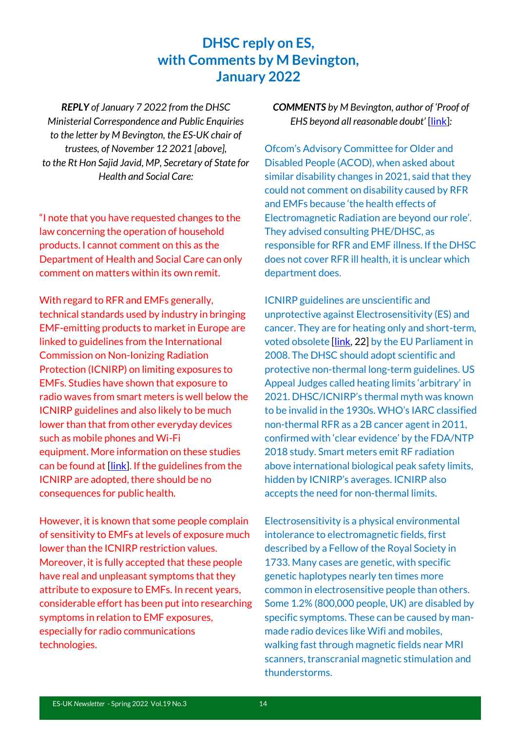# DHSC reply on ES, with Comments by M Bevington, January 2022

***REPLY** of January 7 2022 from the DHSC Ministerial Correspondence and Public Enquiries to the letter by M Bevington, the ES-UK chair of trustees, of November 12 2021 [above], to the Rt Hon Sajid Javid, MP, Secretary of State for Health and Social Care:*

"I note that you have requested changes to the law concerning the operation of household products. I cannot comment on this as the Department of Health and Social Care can only comment on matters within its own remit.

With regard to RFR and EMFs generally, technical standards used by industry in bringing EMF-emitting products to market in Europe are linked to guidelines from the International Commission on Non-Ionizing Radiation Protection (ICNIRP) on limiting exposures to EMFs. Studies have shown that exposure to radio waves from smart meters is well below the ICNIRP guidelines and also likely to be much lower than that from other everyday devices such as mobile phones and Wi-Fi equipment. More information on these studies can be found at [link]. If the guidelines from the ICNIRP are adopted, there should be no consequences for public health.

However, it is known that some people complain of sensitivity to EMFs at levels of exposure much lower than the ICNIRP restriction values. Moreover, it is fully accepted that these people have real and unpleasant symptoms that they attribute to exposure to EMFs. In recent years, considerable effort has been put into researching symptoms in relation to EMF exposures, especially for radio communications technologies.

***COMMENTS** by M Bevington, author of 'Proof of EHS beyond all reasonable doubt' [link]:*

Ofcom's Advisory Committee for Older and Disabled People (ACOD), when asked about similar disability changes in 2021, said that they could not comment on disability caused by RFR and EMFs because 'the health effects of Electromagnetic Radiation are beyond our role'. They advised consulting PHE/DHSC, as responsible for RFR and EMF illness. If the DHSC does not cover RFR ill health, it is unclear which department does.

ICNIRP guidelines are unscientific and unprotective against Electrosensitivity (ES) and cancer. They are for heating only and short-term, voted obsolete [link, 22] by the EU Parliament in 2008. The DHSC should adopt scientific and protective non-thermal long-term guidelines. US Appeal Judges called heating limits 'arbitrary' in 2021. DHSC/ICNIRP's thermal myth was known to be invalid in the 1930s. WHO's IARC classified non-thermal RFR as a 2B cancer agent in 2011, confirmed with 'clear evidence' by the FDA/NTP 2018 study. Smart meters emit RF radiation above international biological peak safety limits, hidden by ICNIRP's averages. ICNIRP also accepts the need for non-thermal limits.

Electrosensitivity is a physical environmental intolerance to electromagnetic fields, first described by a Fellow of the Royal Society in 1733. Many cases are genetic, with specific genetic haplotypes nearly ten times more common in electrosensitive people than others. Some 1.2% (800,000 people, UK) are disabled by specific symptoms. These can be caused by man-made radio devices like Wifi and mobiles, walking fast through magnetic fields near MRI scanners, transcranial magnetic stimulation and thunderstorms.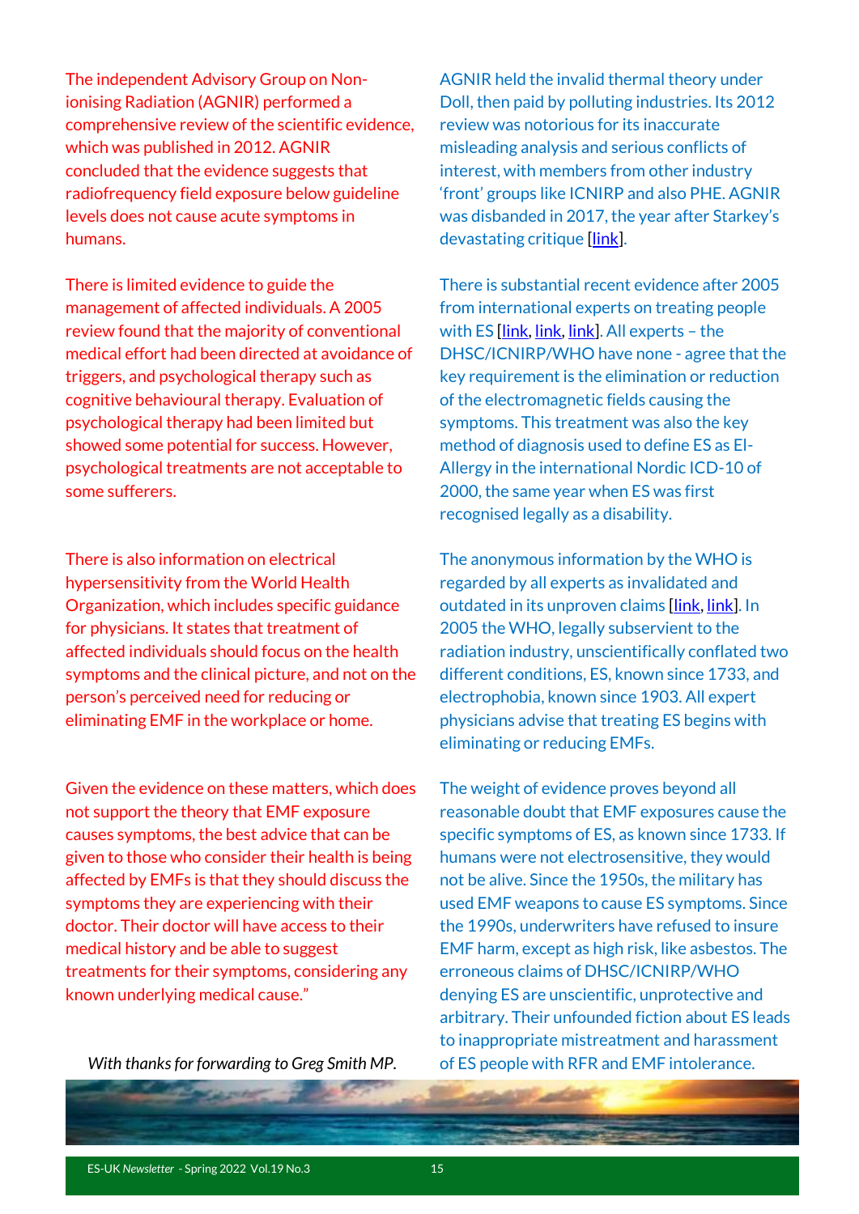The independent Advisory Group on Non-ionising Radiation (AGNIR) performed a comprehensive review of the scientific evidence, which was published in 2012. AGNIR concluded that the evidence suggests that radiofrequency field exposure below guideline levels does not cause acute symptoms in humans.

AGNIR held the invalid thermal theory under Doll, then paid by polluting industries. Its 2012 review was notorious for its inaccurate misleading analysis and serious conflicts of interest, with members from other industry 'front' groups like ICNIRP and also PHE. AGNIR was disbanded in 2017, the year after Starkey's devastating critique [link].

There is limited evidence to guide the management of affected individuals. A 2005 review found that the majority of conventional medical effort had been directed at avoidance of triggers, and psychological therapy such as cognitive behavioural therapy. Evaluation of psychological therapy had been limited but showed some potential for success. However, psychological treatments are not acceptable to some sufferers.

There is substantial recent evidence after 2005 from international experts on treating people with ES [link, link, link]. All experts – the DHSC/ICNIRP/WHO have none - agree that the key requirement is the elimination or reduction of the electromagnetic fields causing the symptoms. This treatment was also the key method of diagnosis used to define ES as El-Allergy in the international Nordic ICD-10 of 2000, the same year when ES was first recognised legally as a disability.

There is also information on electrical hypersensitivity from the World Health Organization, which includes specific guidance for physicians. It states that treatment of affected individuals should focus on the health symptoms and the clinical picture, and not on the person's perceived need for reducing or eliminating EMF in the workplace or home.

The anonymous information by the WHO is regarded by all experts as invalidated and outdated in its unproven claims [link, link]. In 2005 the WHO, legally subservient to the radiation industry, unscientifically conflated two different conditions, ES, known since 1733, and electrophobia, known since 1903. All expert physicians advise that treating ES begins with eliminating or reducing EMFs.

Given the evidence on these matters, which does not support the theory that EMF exposure causes symptoms, the best advice that can be given to those who consider their health is being affected by EMFs is that they should discuss the symptoms they are experiencing with their doctor. Their doctor will have access to their medical history and be able to suggest treatments for their symptoms, considering any known underlying medical cause."

*With thanks for forwarding to Greg Smith MP.*

The weight of evidence proves beyond all reasonable doubt that EMF exposures cause the specific symptoms of ES, as known since 1733. If humans were not electrosensitive, they would not be alive. Since the 1950s, the military has used EMF weapons to cause ES symptoms. Since the 1990s, underwriters have refused to insure EMF harm, except as high risk, like asbestos. The erroneous claims of DHSC/ICNIRP/WHO denying ES are unscientific, unprotective and arbitrary. Their unfounded fiction about ES leads to inappropriate mistreatment and harassment of ES people with RFR and EMF intolerance.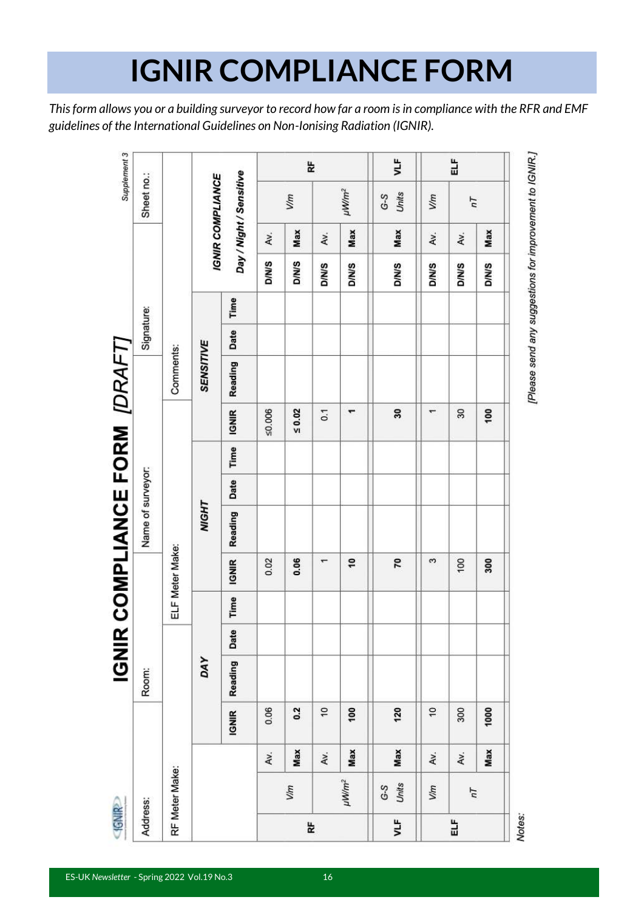# IGNIR COMPLIANCE FORM

*This form allows you or a building surveyor to record how far a room is in compliance with the RFR and EMF guidelines of the International Guidelines on Non-Ionising Radiation (IGNIR).*

## IGNIR COMPLIANCE FORM [DRAFT]

Supplement 3

| Address: | Room: | Name of surveyor: | Signature: | Sheet no.: |
|---|---|---|---|---|

| RF Meter Make: | ELF Meter Make: | Comments: |
|---|---|---|

| | | | DAY | | | | NIGHT | | | | SENSITIVE | | | | IGNIR COMPLIANCE Day / Night / Sensitive | | | |
|---|---|---|---|---|---|---|---|---|---|---|---|---|---|---|---|---|---|---|
| | | | IGNIR | Reading | Date | Time | IGNIR | Reading | Date | Time | IGNIR | Reading | Date | Time | | | | |
| RF | V/m | Av. | 0.06 | | | | 0.02 | | | | ≤0.006 | | | | D/N/S | Av. | V/m | RF |
| | | Max | 0.2 | | | | 0.06 | | | | ≤ 0.02 | | | | D/N/S | Max | | |
| | µW/m² | Av. | 10 | | | | 1 | | | | 0.1 | | | | D/N/S | Av. | µW/m² | |
| | | Max | 100 | | | | 10 | | | | 1 | | | | D/N/S | Max | | |
| VLF | G-S Units | Max | 120 | | | | 70 | | | | 30 | | | | D/N/S | Max | G-S Units | VLF |
| ELF | V/m | Av. | 10 | | | | 3 | | | | 1 | | | | D/N/S | Av. | V/m | ELF |
| | nT | Av. | 300 | | | | 100 | | | | 30 | | | | D/N/S | Av. | nT | |
| | | Max | 1000 | | | | 300 | | | | 100 | | | | D/N/S | Max | | |

*Notes:*

[Please send any suggestions for improvement to IGNIR.]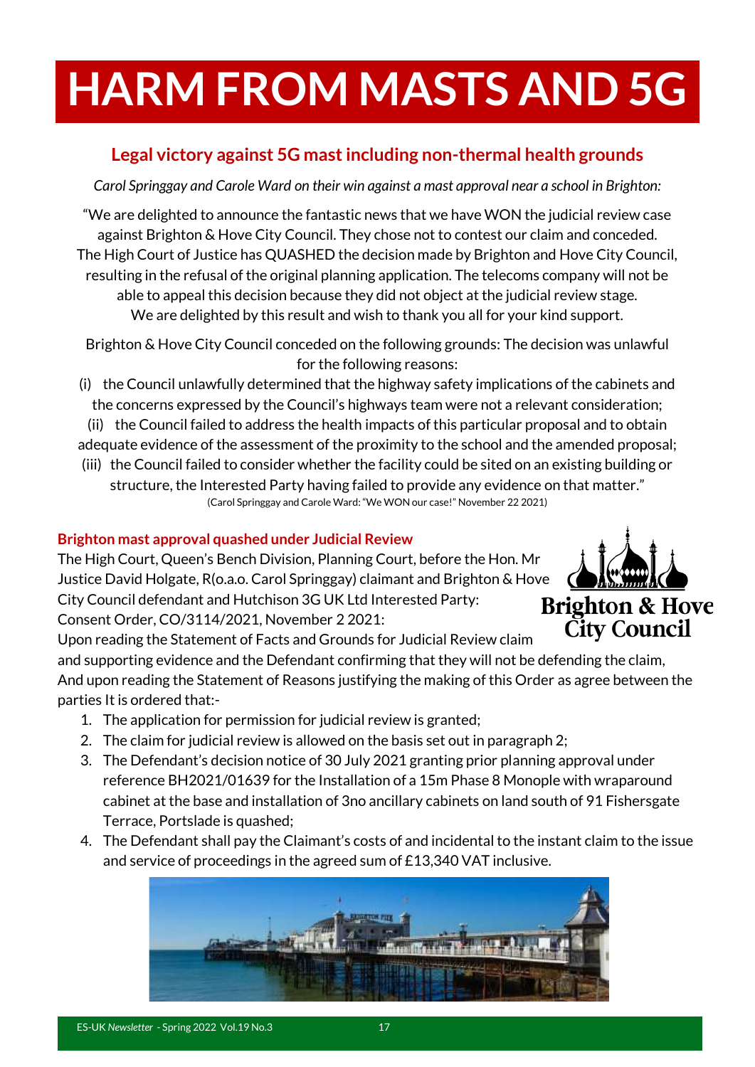# HARM FROM MASTS AND 5G

## Legal victory against 5G mast including non-thermal health grounds

*Carol Springgay and Carole Ward on their win against a mast approval near a school in Brighton:*

"We are delighted to announce the fantastic news that we have WON the judicial review case against Brighton & Hove City Council. They chose not to contest our claim and conceded. The High Court of Justice has QUASHED the decision made by Brighton and Hove City Council, resulting in the refusal of the original planning application. The telecoms company will not be able to appeal this decision because they did not object at the judicial review stage. We are delighted by this result and wish to thank you all for your kind support.

Brighton & Hove City Council conceded on the following grounds: The decision was unlawful for the following reasons:

(i) the Council unlawfully determined that the highway safety implications of the cabinets and the concerns expressed by the Council's highways team were not a relevant consideration;

(ii) the Council failed to address the health impacts of this particular proposal and to obtain adequate evidence of the assessment of the proximity to the school and the amended proposal;

(iii) the Council failed to consider whether the facility could be sited on an existing building or structure, the Interested Party having failed to provide any evidence on that matter."

(Carol Springgay and Carole Ward: "We WON our case!" November 22 2021)

### Brighton mast approval quashed under Judicial Review

Brighton & Hove City Council

The High Court, Queen's Bench Division, Planning Court, before the Hon. Mr Justice David Holgate, R(o.a.o. Carol Springgay) claimant and Brighton & Hove City Council defendant and Hutchison 3G UK Ltd Interested Party: Consent Order, CO/3114/2021, November 2 2021:

Upon reading the Statement of Facts and Grounds for Judicial Review claim and supporting evidence and the Defendant confirming that they will not be defending the claim, And upon reading the Statement of Reasons justifying the making of this Order as agree between the parties It is ordered that:-

1. The application for permission for judicial review is granted;
2. The claim for judicial review is allowed on the basis set out in paragraph 2;
3. The Defendant's decision notice of 30 July 2021 granting prior planning approval under reference BH2021/01639 for the Installation of a 15m Phase 8 Monopole with wraparound cabinet at the base and installation of 3no ancillary cabinets on land south of 91 Fishersgate Terrace, Portslade is quashed;
4. The Defendant shall pay the Claimant's costs of and incidental to the instant claim to the issue and service of proceedings in the agreed sum of £13,340 VAT inclusive.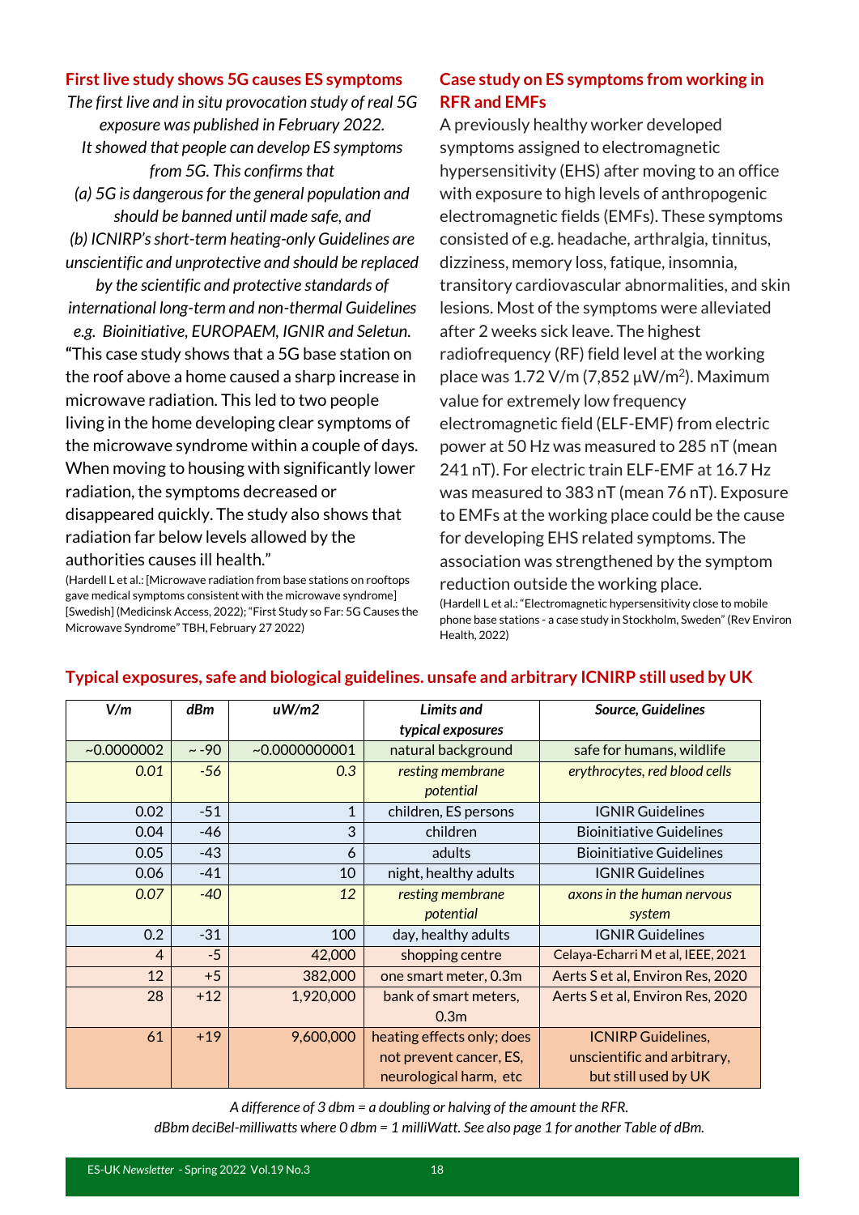## First live study shows 5G causes ES symptoms

*The first live and in situ provocation study of real 5G exposure was published in February 2022. It showed that people can develop ES symptoms from 5G. This confirms that*

*(a) 5G is dangerous for the general population and should be banned until made safe, and*

*(b) ICNIRP's short-term heating-only Guidelines are unscientific and unprotective and should be replaced by the scientific and protective standards of international long-term and non-thermal Guidelines e.g. Bioinitiative, EUROPAEM, IGNIR and Seletun.*

**"**This case study shows that a 5G base station on the roof above a home caused a sharp increase in microwave radiation. This led to two people living in the home developing clear symptoms of the microwave syndrome within a couple of days. When moving to housing with significantly lower radiation, the symptoms decreased or disappeared quickly. The study also shows that radiation far below levels allowed by the authorities causes ill health."

(Hardell L et al.: [Microwave radiation from base stations on rooftops gave medical symptoms consistent with the microwave syndrome] [Swedish] (Medicinsk Access, 2022); "First Study so Far: 5G Causes the Microwave Syndrome" TBH, February 27 2022)

## Case study on ES symptoms from working in RFR and EMFs

A previously healthy worker developed symptoms assigned to electromagnetic hypersensitivity (EHS) after moving to an office with exposure to high levels of anthropogenic electromagnetic fields (EMFs). These symptoms consisted of e.g. headache, arthralgia, tinnitus, dizziness, memory loss, fatique, insomnia, transitory cardiovascular abnormalities, and skin lesions. Most of the symptoms were alleviated after 2 weeks sick leave. The highest radiofrequency (RF) field level at the working place was 1.72 V/m (7,852 μW/m$^2$). Maximum value for extremely low frequency electromagnetic field (ELF-EMF) from electric power at 50 Hz was measured to 285 nT (mean 241 nT). For electric train ELF-EMF at 16.7 Hz was measured to 383 nT (mean 76 nT). Exposure to EMFs at the working place could be the cause for developing EHS related symptoms. The association was strengthened by the symptom reduction outside the working place.

(Hardell L et al.: "Electromagnetic hypersensitivity close to mobile phone base stations - a case study in Stockholm, Sweden" (Rev Environ Health, 2022)

## Typical exposures, safe and biological guidelines. unsafe and arbitrary ICNIRP still used by UK

| *V/m* | *dBm* | *uW/m2* | *Limits and typical exposures* | *Source, Guidelines* |
|---|---|---|---|---|
| ~0.0000002 | ~ -90 | ~0.0000000001 | natural background | safe for humans, wildlife |
| *0.01* | *-56* | *0.3* | *resting membrane potential* | *erythrocytes, red blood cells* |
| 0.02 | -51 | 1 | children, ES persons | IGNIR Guidelines |
| 0.04 | -46 | 3 | children | Bioinitiative Guidelines |
| 0.05 | -43 | 6 | adults | Bioinitiative Guidelines |
| 0.06 | -41 | 10 | night, healthy adults | IGNIR Guidelines |
| *0.07* | *-40* | *12* | *resting membrane potential* | *axons in the human nervous system* |
| 0.2 | -31 | 100 | day, healthy adults | IGNIR Guidelines |
| 4 | -5 | 42,000 | shopping centre | Celaya-Echarri M et al, IEEE, 2021 |
| 12 | +5 | 382,000 | one smart meter, 0.3m | Aerts S et al, Environ Res, 2020 |
| 28 | +12 | 1,920,000 | bank of smart meters, 0.3m | Aerts S et al, Environ Res, 2020 |
| 61 | +19 | 9,600,000 | heating effects only; does not prevent cancer, ES, neurological harm, etc | ICNIRP Guidelines, unscientific and arbitrary, but still used by UK |

*A difference of 3 dbm = a doubling or halving of the amount the RFR.*

*dBbm deciBel-milliwatts where 0 dbm = 1 milliWatt. See also page 1 for another Table of dBm.*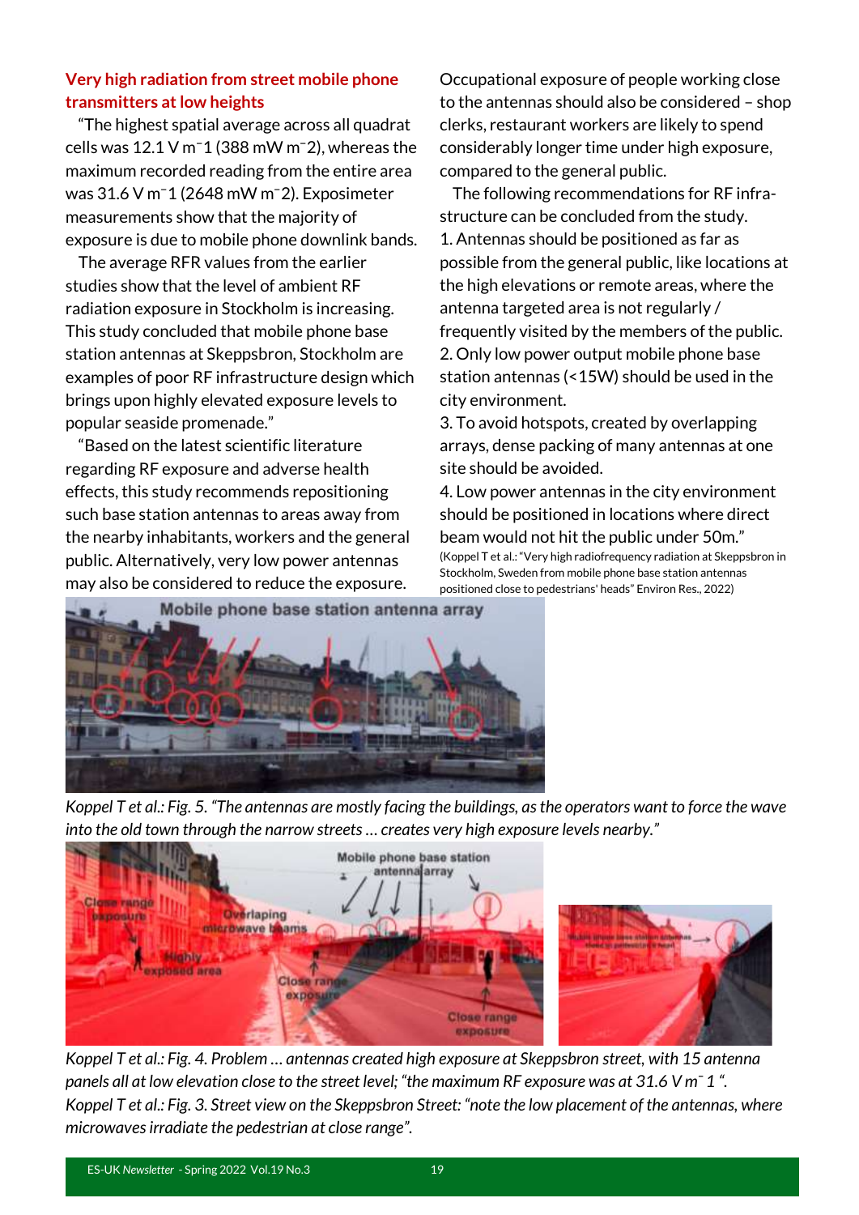## Very high radiation from street mobile phone transmitters at low heights

"The highest spatial average across all quadrat cells was 12.1 V $m^{-1}$ (388 mW $m^{-2}$), whereas the maximum recorded reading from the entire area was 31.6 V $m^{-1}$ (2648 mW $m^{-2}$). Exposimeter measurements show that the majority of exposure is due to mobile phone downlink bands.

The average RFR values from the earlier studies show that the level of ambient RF radiation exposure in Stockholm is increasing. This study concluded that mobile phone base station antennas at Skeppsbron, Stockholm are examples of poor RF infrastructure design which brings upon highly elevated exposure levels to popular seaside promenade."

"Based on the latest scientific literature regarding RF exposure and adverse health effects, this study recommends repositioning such base station antennas to areas away from the nearby inhabitants, workers and the general public. Alternatively, very low power antennas may also be considered to reduce the exposure.

Occupational exposure of people working close to the antennas should also be considered – shop clerks, restaurant workers are likely to spend considerably longer time under high exposure, compared to the general public.

The following recommendations for RF infrastructure can be concluded from the study.

1. Antennas should be positioned as far as possible from the general public, like locations at the high elevations or remote areas, where the antenna targeted area is not regularly / frequently visited by the members of the public.
2. Only low power output mobile phone base station antennas (<15W) should be used in the city environment.
3. To avoid hotspots, created by overlapping arrays, dense packing of many antennas at one site should be avoided.
4. Low power antennas in the city environment should be positioned in locations where direct beam would not hit the public under 50m."

(Koppel T et al.: "Very high radiofrequency radiation at Skeppsbron in Stockholm, Sweden from mobile phone base station antennas positioned close to pedestrians' heads" Environ Res., 2022)

*Koppel T et al.: Fig. 5. "The antennas are mostly facing the buildings, as the operators want to force the wave into the old town through the narrow streets … creates very high exposure levels nearby."*

*Koppel T et al.: Fig. 4. Problem … antennas created high exposure at Skeppsbron street, with 15 antenna panels all at low elevation close to the street level; "the maximum RF exposure was at 31.6 V $m^{-1}$".*

*Koppel T et al.: Fig. 3. Street view on the Skeppsbron Street: "note the low placement of the antennas, where microwaves irradiate the pedestrian at close range".*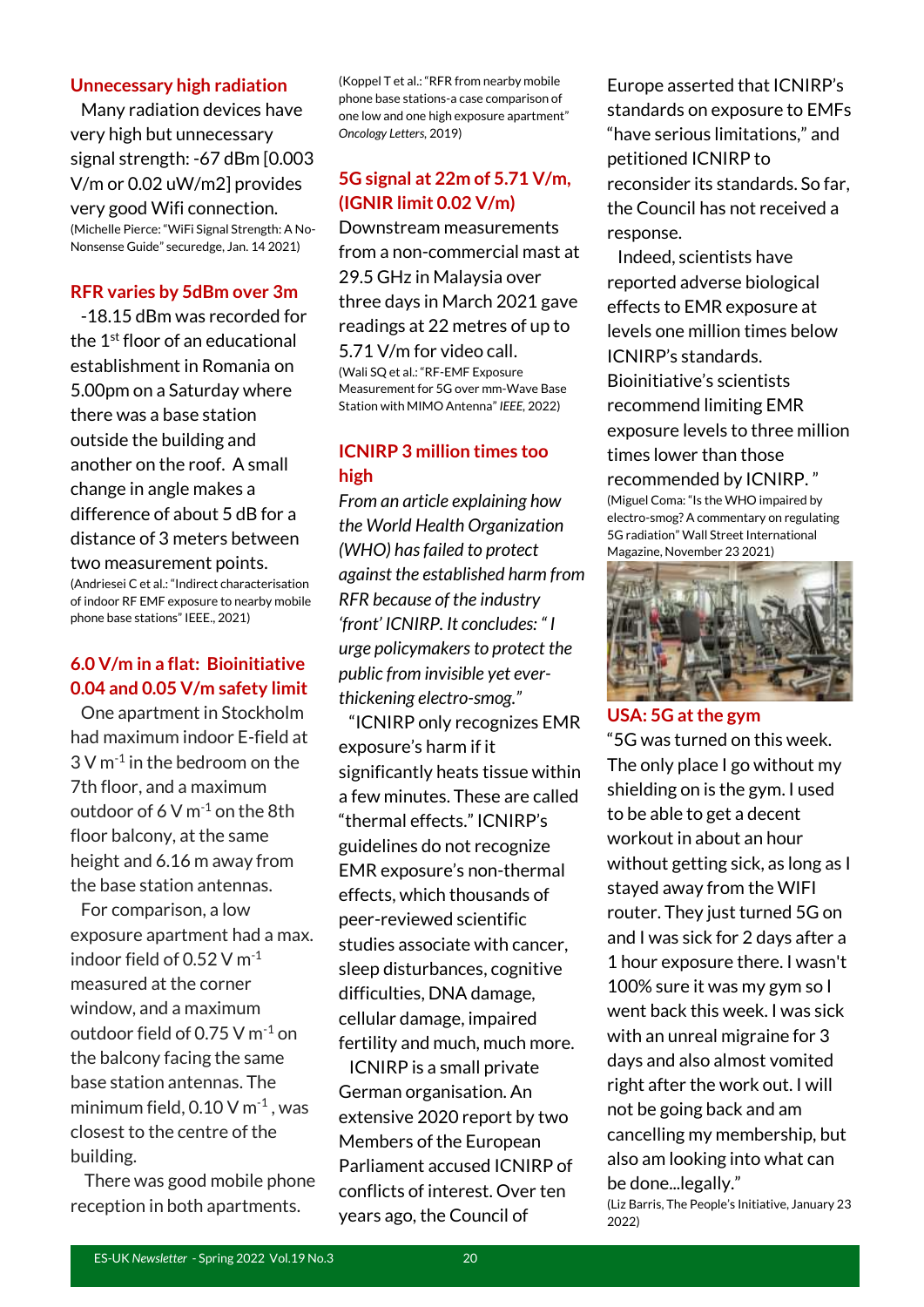## Unnecessary high radiation

Many radiation devices have very high but unnecessary signal strength: -67 dBm [0.003 V/m or 0.02 uW/m2] provides very good Wifi connection.
(Michelle Pierce: "WiFi Signal Strength: A No-Nonsense Guide" securedge, Jan. 14 2021)

## RFR varies by 5dBm over 3m

-18.15 dBm was recorded for the 1st floor of an educational establishment in Romania on 5.00pm on a Saturday where there was a base station outside the building and another on the roof. A small change in angle makes a difference of about 5 dB for a distance of 3 meters between two measurement points.
(Andriesei C et al.: "Indirect characterisation of indoor RF EMF exposure to nearby mobile phone base stations" IEEE., 2021)

## 6.0 V/m in a flat: Bioinitiative 0.04 and 0.05 V/m safety limit

One apartment in Stockholm had maximum indoor E-field at 3 V $m^{-1}$ in the bedroom on the 7th floor, and a maximum outdoor of 6 V $m^{-1}$ on the 8th floor balcony, at the same height and 6.16 m away from the base station antennas.

For comparison, a low exposure apartment had a max. indoor field of 0.52 V $m^{-1}$ measured at the corner window, and a maximum outdoor field of 0.75 V $m^{-1}$ on the balcony facing the same base station antennas. The minimum field, 0.10 V $m^{-1}$, was closest to the centre of the building.

There was good mobile phone reception in both apartments.
(Koppel T et al.: "RFR from nearby mobile phone base stations-a case comparison of one low and one high exposure apartment" *Oncology Letters*, 2019)

## 5G signal at 22m of 5.71 V/m, (IGNIR limit 0.02 V/m)

Downstream measurements from a non-commercial mast at 29.5 GHz in Malaysia over three days in March 2021 gave readings at 22 metres of up to 5.71 V/m for video call.
(Wali SQ et al.: "RF-EMF Exposure Measurement for 5G over mm-Wave Base Station with MIMO Antenna" *IEEE*, 2022)

## ICNIRP 3 million times too high

*From an article explaining how the World Health Organization (WHO) has failed to protect against the established harm from RFR because of the industry 'front' ICNIRP. It concludes: "I urge policymakers to protect the public from invisible yet ever-thickening electro-smog."*

"ICNIRP only recognizes EMR exposure's harm if it significantly heats tissue within a few minutes. These are called "thermal effects." ICNIRP's guidelines do not recognize EMR exposure's non-thermal effects, which thousands of peer-reviewed scientific studies associate with cancer, sleep disturbances, cognitive difficulties, DNA damage, cellular damage, impaired fertility and much, much more.

ICNIRP is a small private German organisation. An extensive 2020 report by two Members of the European Parliament accused ICNIRP of conflicts of interest. Over ten years ago, the Council of Europe asserted that ICNIRP's standards on exposure to EMFs "have serious limitations," and petitioned ICNIRP to reconsider its standards. So far, the Council has not received a response.

Indeed, scientists have reported adverse biological effects to EMR exposure at levels one million times below ICNIRP's standards. Bioinitiative's scientists recommend limiting EMR exposure levels to three million times lower than those recommended by ICNIRP. "
(Miguel Coma: "Is the WHO impaired by electro-smog? A commentary on regulating 5G radiation" Wall Street International Magazine, November 23 2021)

## USA: 5G at the gym

"5G was turned on this week. The only place I go without my shielding on is the gym. I used to be able to get a decent workout in about an hour without getting sick, as long as I stayed away from the WIFI router. They just turned 5G on and I was sick for 2 days after a 1 hour exposure there. I wasn't 100% sure it was my gym so I went back this week. I was sick with an unreal migraine for 3 days and also almost vomited right after the work out. I will not be going back and am cancelling my membership, but also am looking into what can be done...legally."
(Liz Barris, The People's Initiative, January 23 2022)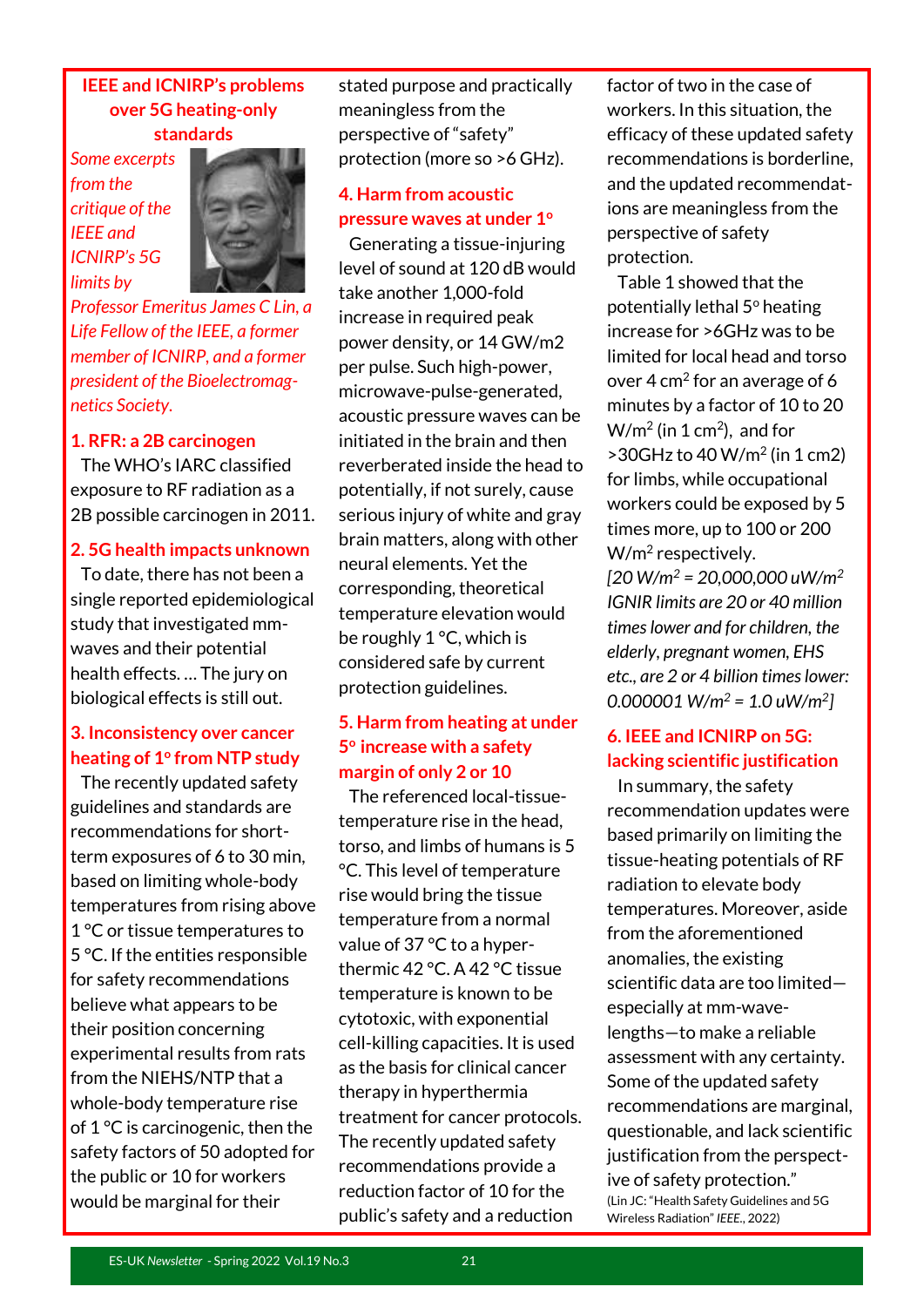## IEEE and ICNIRP's problems over 5G heating-only standards

*Some excerpts from the critique of the IEEE and ICNIRP's 5G limits by Professor Emeritus James C Lin, a Life Fellow of the IEEE, a former member of ICNIRP, and a former president of the Bioelectromagnetics Society.*

### 1. RFR: a 2B carcinogen

The WHO's IARC classified exposure to RF radiation as a 2B possible carcinogen in 2011.

### 2. 5G health impacts unknown

To date, there has not been a single reported epidemiological study that investigated mm-waves and their potential health effects. … The jury on biological effects is still out.

### 3. Inconsistency over cancer heating of 1° from NTP study

The recently updated safety guidelines and standards are recommendations for short-term exposures of 6 to 30 min, based on limiting whole-body temperatures from rising above 1 °C or tissue temperatures to 5 °C. If the entities responsible for safety recommendations believe what appears to be their position concerning experimental results from rats from the NIEHS/NTP that a whole-body temperature rise of 1 °C is carcinogenic, then the safety factors of 50 adopted for the public or 10 for workers would be marginal for their stated purpose and practically meaningless from the perspective of "safety" protection (more so >6 GHz).

### 4. Harm from acoustic pressure waves at under 1°

Generating a tissue-injuring level of sound at 120 dB would take another 1,000-fold increase in required peak power density, or 14 GW/m2 per pulse. Such high-power, microwave-pulse-generated, acoustic pressure waves can be initiated in the brain and then reverberated inside the head to potentially, if not surely, cause serious injury of white and gray brain matters, along with other neural elements. Yet the corresponding, theoretical temperature elevation would be roughly 1 °C, which is considered safe by current protection guidelines.

### 5. Harm from heating at under 5° increase with a safety margin of only 2 or 10

The referenced local-tissue-temperature rise in the head, torso, and limbs of humans is 5 °C. This level of temperature rise would bring the tissue temperature from a normal value of 37 °C to a hyper-thermic 42 °C. A 42 °C tissue temperature is known to be cytotoxic, with exponential cell-killing capacities. It is used as the basis for clinical cancer therapy in hyperthermia treatment for cancer protocols. The recently updated safety recommendations provide a reduction factor of 10 for the public's safety and a reduction factor of two in the case of workers. In this situation, the efficacy of these updated safety recommendations is borderline, and the updated recommendations are meaningless from the perspective of safety protection.

Table 1 showed that the potentially lethal 5° heating increase for >6GHz was to be limited for local head and torso over 4 cm$^2$ for an average of 6 minutes by a factor of 10 to 20 W/m$^2$ (in 1 cm$^2$), and for >30GHz to 40 W/m$^2$ (in 1 cm2) for limbs, while occupational workers could be exposed by 5 times more, up to 100 or 200 W/m$^2$ respectively.

*[20 W/m$^2$ = 20,000,000 uW/m$^2$ IGNIR limits are 20 or 40 million times lower and for children, the elderly, pregnant women, EHS etc., are 2 or 4 billion times lower: 0.000001 W/m$^2$ = 1.0 uW/m$^2$]*

### 6. IEEE and ICNIRP on 5G: lacking scientific justification

In summary, the safety recommendation updates were based primarily on limiting the tissue-heating potentials of RF radiation to elevate body temperatures. Moreover, aside from the aforementioned anomalies, the existing scientific data are too limited—especially at mm-wave-lengths—to make a reliable assessment with any certainty. Some of the updated safety recommendations are marginal, questionable, and lack scientific justification from the perspective of safety protection."

(Lin JC: "Health Safety Guidelines and 5G Wireless Radiation" *IEEE.*, 2022)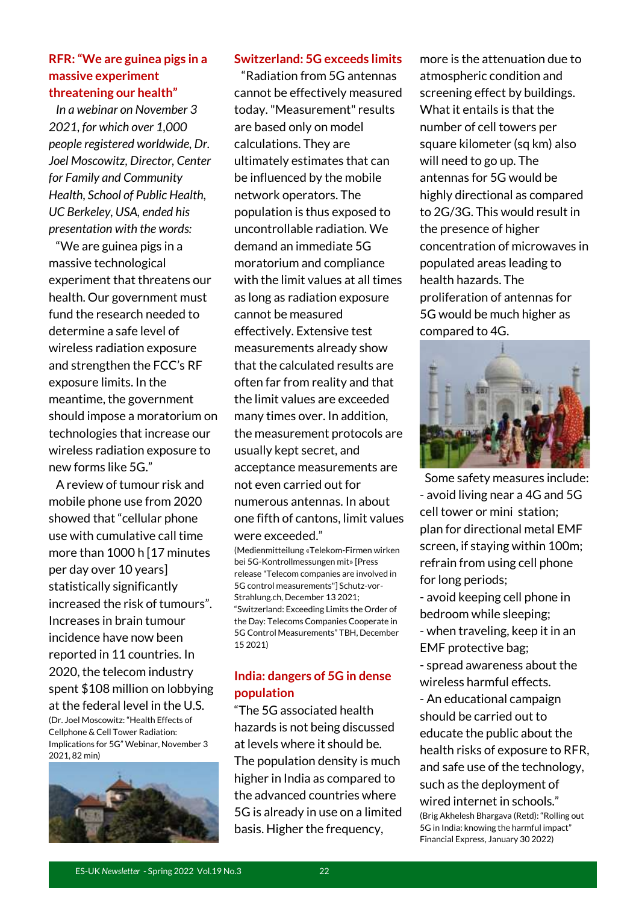## RFR: "We are guinea pigs in a massive experiment threatening our health"

*In a webinar on November 3 2021, for which over 1,000 people registered worldwide, Dr. Joel Moscowitz, Director, Center for Family and Community Health, School of Public Health, UC Berkeley, USA, ended his presentation with the words:*

"We are guinea pigs in a massive technological experiment that threatens our health. Our government must fund the research needed to determine a safe level of wireless radiation exposure and strengthen the FCC's RF exposure limits. In the meantime, the government should impose a moratorium on technologies that increase our wireless radiation exposure to new forms like 5G."

A review of tumour risk and mobile phone use from 2020 showed that "cellular phone use with cumulative call time more than 1000 h [17 minutes per day over 10 years] statistically significantly increased the risk of tumours". Increases in brain tumour incidence have now been reported in 11 countries. In 2020, the telecom industry spent $108 million on lobbying at the federal level in the U.S.

(Dr. Joel Moscowitz: "Health Effects of Cellphone & Cell Tower Radiation: Implications for 5G" Webinar, November 3 2021, 82 min)

## Switzerland: 5G exceeds limits

"Radiation from 5G antennas cannot be effectively measured today. "Measurement" results are based only on model calculations. They are ultimately estimates that can be influenced by the mobile network operators. The population is thus exposed to uncontrollable radiation. We demand an immediate 5G moratorium and compliance with the limit values at all times as long as radiation exposure cannot be measured effectively. Extensive test measurements already show that the calculated results are often far from reality and that the limit values are exceeded many times over. In addition, the measurement protocols are usually kept secret, and acceptance measurements are not even carried out for numerous antennas. In about one fifth of cantons, limit values were exceeded."

(Medienmitteilung «Telekom-Firmen wirken bei 5G-Kontrollmessungen mit» [Press release "Telecom companies are involved in 5G control measurements"] Schutz-vor-Strahlung.ch, December 13 2021; "Switzerland: Exceeding Limits the Order of the Day: Telecoms Companies Cooperate in 5G Control Measurements" TBH, December 15 2021)

## India: dangers of 5G in dense population

"The 5G associated health hazards is not being discussed at levels where it should be. The population density is much higher in India as compared to the advanced countries where 5G is already in use on a limited basis. Higher the frequency, more is the attenuation due to atmospheric condition and screening effect by buildings. What it entails is that the number of cell towers per square kilometer (sq km) also will need to go up. The antennas for 5G would be highly directional as compared to 2G/3G. This would result in the presence of higher concentration of microwaves in populated areas leading to health hazards. The proliferation of antennas for 5G would be much higher as compared to 4G.

Some safety measures include:

- avoid living near a 4G and 5G cell tower or mini station; plan for directional metal EMF screen, if staying within 100m; refrain from using cell phone for long periods;
- avoid keeping cell phone in bedroom while sleeping;
- when traveling, keep it in an EMF protective bag;
- spread awareness about the wireless harmful effects.
- An educational campaign should be carried out to educate the public about the health risks of exposure to RFR, and safe use of the technology, such as the deployment of wired internet in schools."

(Brig Akhelesh Bhargava (Retd): "Rolling out 5G in India: knowing the harmful impact" Financial Express, January 30 2022)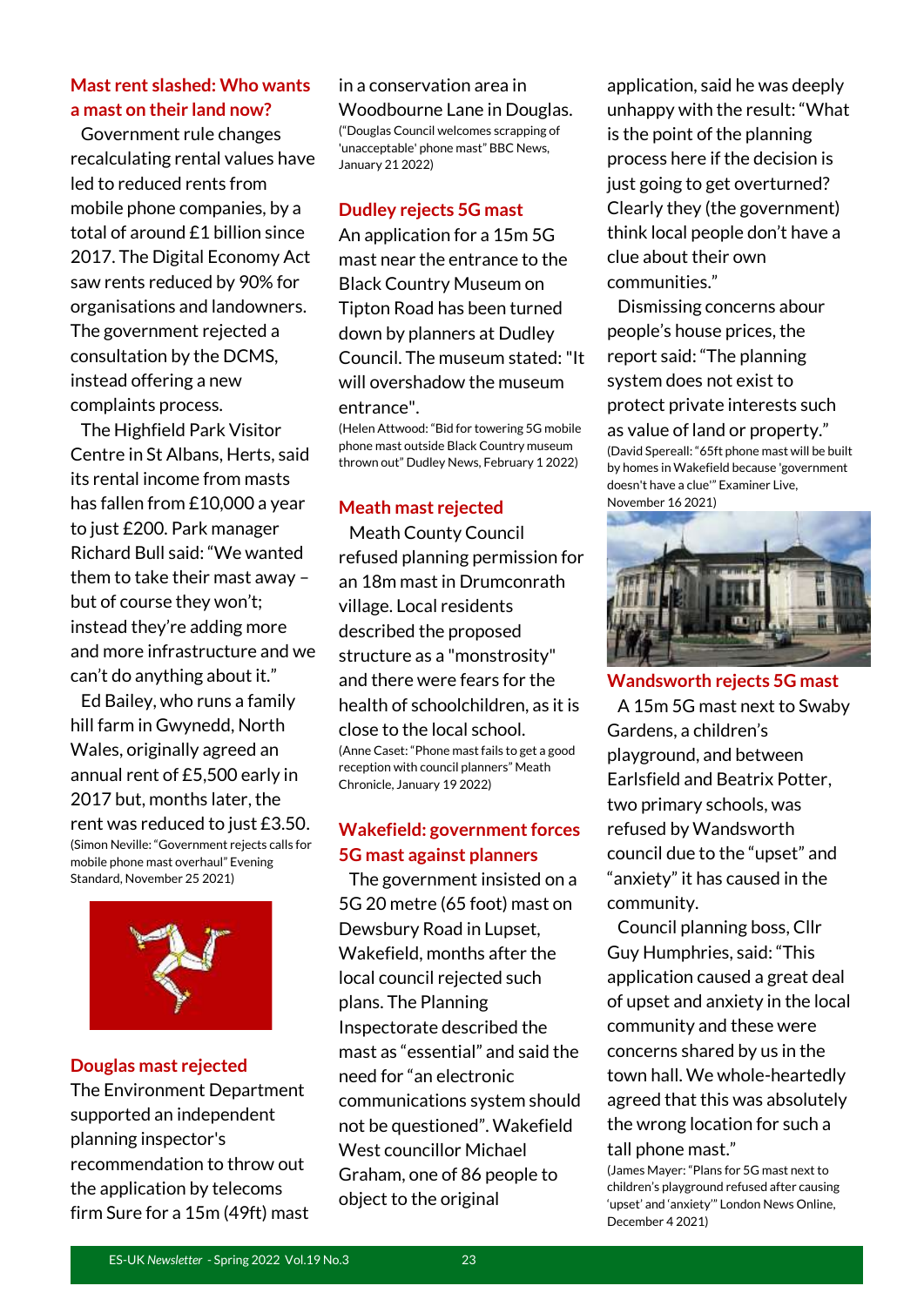### Mast rent slashed: Who wants a mast on their land now?

Government rule changes recalculating rental values have led to reduced rents from mobile phone companies, by a total of around £1 billion since 2017. The Digital Economy Act saw rents reduced by 90% for organisations and landowners. The government rejected a consultation by the DCMS, instead offering a new complaints process.

The Highfield Park Visitor Centre in St Albans, Herts, said its rental income from masts has fallen from £10,000 a year to just £200. Park manager Richard Bull said: "We wanted them to take their mast away – but of course they won't; instead they're adding more and more infrastructure and we can't do anything about it."

Ed Bailey, who runs a family hill farm in Gwynedd, North Wales, originally agreed an annual rent of £5,500 early in 2017 but, months later, the rent was reduced to just £3.50.

(Simon Neville: "Government rejects calls for mobile phone mast overhaul" Evening Standard, November 25 2021)

### Douglas mast rejected

The Environment Department supported an independent planning inspector's recommendation to throw out the application by telecoms firm Sure for a 15m (49ft) mast in a conservation area in Woodbourne Lane in Douglas.

("Douglas Council welcomes scrapping of 'unacceptable' phone mast" BBC News, January 21 2022)

### Dudley rejects 5G mast

An application for a 15m 5G mast near the entrance to the Black Country Museum on Tipton Road has been turned down by planners at Dudley Council. The museum stated: "It will overshadow the museum entrance".

(Helen Attwood: "Bid for towering 5G mobile phone mast outside Black Country museum thrown out" Dudley News, February 1 2022)

### Meath mast rejected

Meath County Council refused planning permission for an 18m mast in Drumconrath village. Local residents described the proposed structure as a "monstrosity" and there were fears for the health of schoolchildren, as it is close to the local school.

(Anne Caset: "Phone mast fails to get a good reception with council planners" Meath Chronicle, January 19 2022)

### Wakefield: government forces 5G mast against planners

The government insisted on a 5G 20 metre (65 foot) mast on Dewsbury Road in Lupset, Wakefield, months after the local council rejected such plans. The Planning Inspectorate described the mast as "essential" and said the need for "an electronic communications system should not be questioned". Wakefield West councillor Michael Graham, one of 86 people to object to the original application, said he was deeply unhappy with the result: "What is the point of the planning process here if the decision is just going to get overturned? Clearly they (the government) think local people don't have a clue about their own communities."

Dismissing concerns about people's house prices, the report said: "The planning system does not exist to protect private interests such as value of land or property."

(David Spereall: "65ft phone mast will be built by homes in Wakefield because 'government doesn't have a clue'" Examiner Live, November 16 2021)

### Wandsworth rejects 5G mast

A 15m 5G mast next to Swaby Gardens, a children's playground, and between Earlsfield and Beatrix Potter, two primary schools, was refused by Wandsworth council due to the "upset" and "anxiety" it has caused in the community.

Council planning boss, Cllr Guy Humphries, said: "This application caused a great deal of upset and anxiety in the local community and these were concerns shared by us in the town hall. We whole-heartedly agreed that this was absolutely the wrong location for such a tall phone mast."

(James Mayer: "Plans for 5G mast next to children's playground refused after causing 'upset' and 'anxiety'" London News Online, December 4 2021)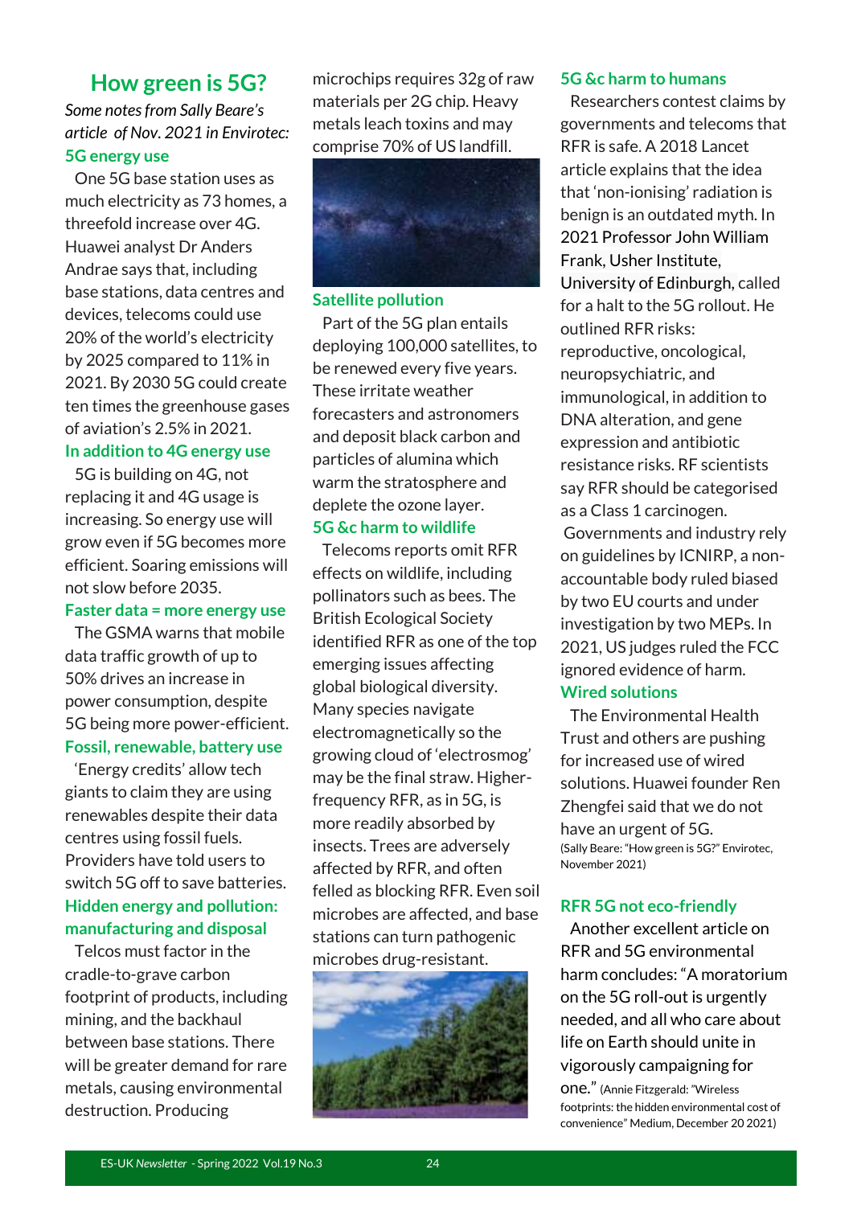# How green is 5G?

*Some notes from Sally Beare's article of Nov. 2021 in Envirotec:*

## 5G energy use

One 5G base station uses as much electricity as 73 homes, a threefold increase over 4G. Huawei analyst Dr Anders Andrae says that, including base stations, data centres and devices, telecoms could use 20% of the world's electricity by 2025 compared to 11% in 2021. By 2030 5G could create ten times the greenhouse gases of aviation's 2.5% in 2021.

## In addition to 4G energy use

5G is building on 4G, not replacing it and 4G usage is increasing. So energy use will grow even if 5G becomes more efficient. Soaring emissions will not slow before 2035.

## Faster data = more energy use

The GSMA warns that mobile data traffic growth of up to 50% drives an increase in power consumption, despite 5G being more power-efficient.

## Fossil, renewable, battery use

'Energy credits' allow tech giants to claim they are using renewables despite their data centres using fossil fuels. Providers have told users to switch 5G off to save batteries.

## Hidden energy and pollution: manufacturing and disposal

Telcos must factor in the cradle-to-grave carbon footprint of products, including mining, and the backhaul between base stations. There will be greater demand for rare metals, causing environmental destruction. Producing microchips requires 32g of raw materials per 2G chip. Heavy metals leach toxins and may comprise 70% of US landfill.

## Satellite pollution

Part of the 5G plan entails deploying 100,000 satellites, to be renewed every five years. These irritate weather forecasters and astronomers and deposit black carbon and particles of alumina which warm the stratosphere and deplete the ozone layer.

## 5G &c harm to wildlife

Telecoms reports omit RFR effects on wildlife, including pollinators such as bees. The British Ecological Society identified RFR as one of the top emerging issues affecting global biological diversity. Many species navigate electromagnetically so the growing cloud of 'electrosmog' may be the final straw. Higher-frequency RFR, as in 5G, is more readily absorbed by insects. Trees are adversely affected by RFR, and often felled as blocking RFR. Even soil microbes are affected, and base stations can turn pathogenic microbes drug-resistant.

## 5G &c harm to humans

Researchers contest claims by governments and telecoms that RFR is safe. A 2018 Lancet article explains that the idea that 'non-ionising' radiation is benign is an outdated myth. In 2021 Professor John William Frank, Usher Institute, University of Edinburgh, called for a halt to the 5G rollout. He outlined RFR risks: reproductive, oncological, neuropsychiatric, and immunological, in addition to DNA alteration, and gene expression and antibiotic resistance risks. RF scientists say RFR should be categorised as a Class 1 carcinogen.

Governments and industry rely on guidelines by ICNIRP, a non-accountable body ruled biased by two EU courts and under investigation by two MEPs. In 2021, US judges ruled the FCC ignored evidence of harm.

## Wired solutions

The Environmental Health Trust and others are pushing for increased use of wired solutions. Huawei founder Ren Zhengfei said that we do not have an urgent of 5G.

(Sally Beare: "How green is 5G?" Envirotec, November 2021)

## RFR 5G not eco-friendly

Another excellent article on RFR and 5G environmental harm concludes: "A moratorium on the 5G roll-out is urgently needed, and all who care about life on Earth should unite in vigorously campaigning for one." (Annie Fitzgerald: "Wireless footprints: the hidden environmental cost of convenience" Medium, December 20 2021)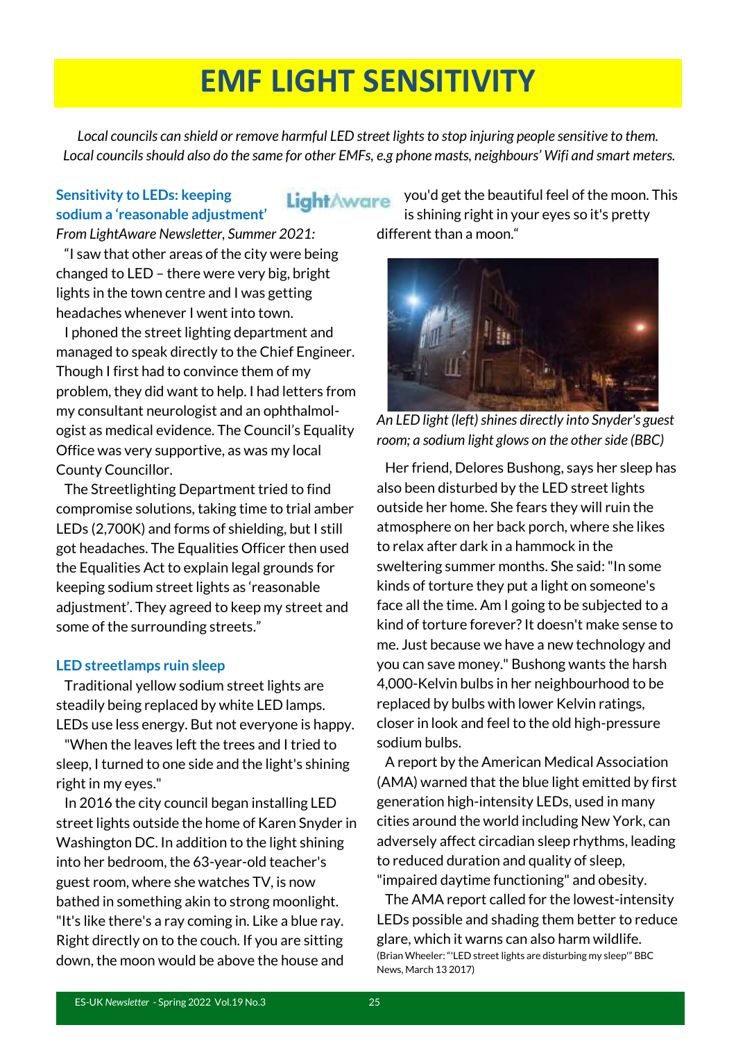# EMF LIGHT SENSITIVITY

*Local councils can shield or remove harmful LED street lights to stop injuring people sensitive to them. Local councils should also do the same for other EMFs, e.g phone masts, neighbours' Wifi and smart meters.*

### Sensitivity to LEDs: keeping sodium a 'reasonable adjustment'

*From LightAware Newsletter, Summer 2021:*

"I saw that other areas of the city were being changed to LED – there were very big, bright lights in the town centre and I was getting headaches whenever I went into town.

I phoned the street lighting department and managed to speak directly to the Chief Engineer. Though I first had to convince them of my problem, they did want to help. I had letters from my consultant neurologist and an ophthalmologist as medical evidence. The Council's Equality Office was very supportive, as was my local County Councillor.

The Streetlighting Department tried to find compromise solutions, taking time to trial amber LEDs (2,700K) and forms of shielding, but I still got headaches. The Equalities Officer then used the Equalities Act to explain legal grounds for keeping sodium street lights as 'reasonable adjustment'. They agreed to keep my street and some of the surrounding streets."

### LED streetlamps ruin sleep

Traditional yellow sodium street lights are steadily being replaced by white LED lamps. LEDs use less energy. But not everyone is happy.

"When the leaves left the trees and I tried to sleep, I turned to one side and the light's shining right in my eyes."

In 2016 the city council began installing LED street lights outside the home of Karen Snyder in Washington DC. In addition to the light shining into her bedroom, the 63-year-old teacher's guest room, where she watches TV, is now bathed in something akin to strong moonlight. "It's like there's a ray coming in. Like a blue ray. Right directly on to the couch. If you are sitting down, the moon would be above the house and you'd get the beautiful feel of the moon. This is shining right in your eyes so it's pretty different than a moon."

*An LED light (left) shines directly into Snyder's guest room; a sodium light glows on the other side (BBC)*

Her friend, Delores Bushong, says her sleep has also been disturbed by the LED street lights outside her home. She fears they will ruin the atmosphere on her back porch, where she likes to relax after dark in a hammock in the sweltering summer months. She said: "In some kinds of torture they put a light on someone's face all the time. Am I going to be subjected to a kind of torture forever? It doesn't make sense to me. Just because we have a new technology and you can save money." Bushong wants the harsh 4,000-Kelvin bulbs in her neighbourhood to be replaced by bulbs with lower Kelvin ratings, closer in look and feel to the old high-pressure sodium bulbs.

A report by the American Medical Association (AMA) warned that the blue light emitted by first generation high-intensity LEDs, used in many cities around the world including New York, can adversely affect circadian sleep rhythms, leading to reduced duration and quality of sleep, "impaired daytime functioning" and obesity.

The AMA report called for the lowest-intensity LEDs possible and shading them better to reduce glare, which it warns can also harm wildlife.

(Brian Wheeler: "'LED street lights are disturbing my sleep'" BBC News, March 13 2017)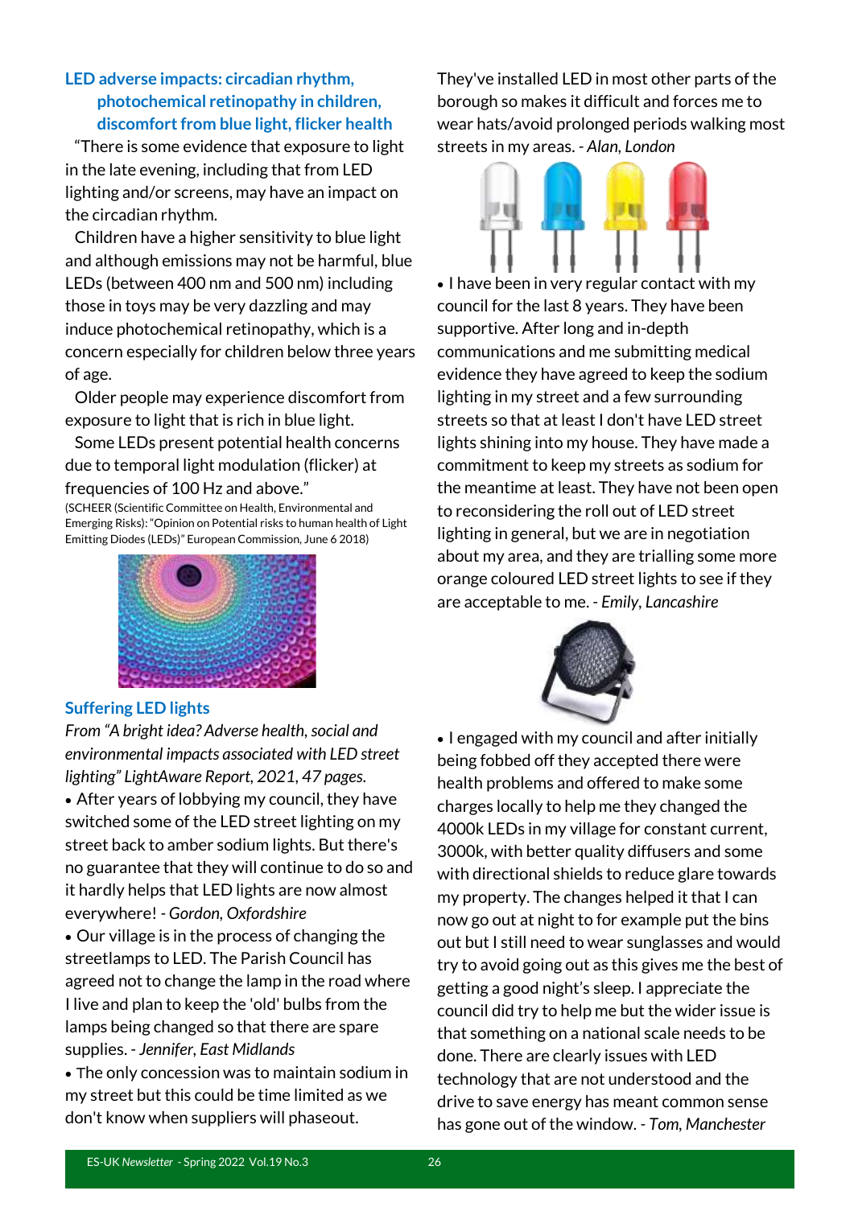## LED adverse impacts: circadian rhythm, photochemical retinopathy in children, discomfort from blue light, flicker health

"There is some evidence that exposure to light in the late evening, including that from LED lighting and/or screens, may have an impact on the circadian rhythm.

Children have a higher sensitivity to blue light and although emissions may not be harmful, blue LEDs (between 400 nm and 500 nm) including those in toys may be very dazzling and may induce photochemical retinopathy, which is a concern especially for children below three years of age.

Older people may experience discomfort from exposure to light that is rich in blue light.

Some LEDs present potential health concerns due to temporal light modulation (flicker) at frequencies of 100 Hz and above."

(SCHEER (Scientific Committee on Health, Environmental and Emerging Risks): "Opinion on Potential risks to human health of Light Emitting Diodes (LEDs)" European Commission, June 6 2018)

## Suffering LED lights

*From "A bright idea? Adverse health, social and environmental impacts associated with LED street lighting" LightAware Report, 2021, 47 pages.*

- After years of lobbying my council, they have switched some of the LED street lighting on my street back to amber sodium lights. But there's no guarantee that they will continue to do so and it hardly helps that LED lights are now almost everywhere! - *Gordon, Oxfordshire*
- Our village is in the process of changing the streetlamps to LED. The Parish Council has agreed not to change the lamp in the road where I live and plan to keep the 'old' bulbs from the lamps being changed so that there are spare supplies. - *Jennifer, East Midlands*
- The only concession was to maintain sodium in my street but this could be time limited as we don't know when suppliers will phaseout. They've installed LED in most other parts of the borough so makes it difficult and forces me to wear hats/avoid prolonged periods walking most streets in my areas. - *Alan, London*
- I have been in very regular contact with my council for the last 8 years. They have been supportive. After long and in-depth communications and me submitting medical evidence they have agreed to keep the sodium lighting in my street and a few surrounding streets so that at least I don't have LED street lights shining into my house. They have made a commitment to keep my streets as sodium for the meantime at least. They have not been open to reconsidering the roll out of LED street lighting in general, but we are in negotiation about my area, and they are trialling some more orange coloured LED street lights to see if they are acceptable to me. - *Emily, Lancashire*
- I engaged with my council and after initially being fobbed off they accepted there were health problems and offered to make some charges locally to help me they changed the 4000k LEDs in my village for constant current, 3000k, with better quality diffusers and some with directional shields to reduce glare towards my property. The changes helped it that I can now go out at night to for example put the bins out but I still need to wear sunglasses and would try to avoid going out as this gives me the best of getting a good night's sleep. I appreciate the council did try to help me but the wider issue is that something on a national scale needs to be done. There are clearly issues with LED technology that are not understood and the drive to save energy has meant common sense has gone out of the window. - *Tom, Manchester*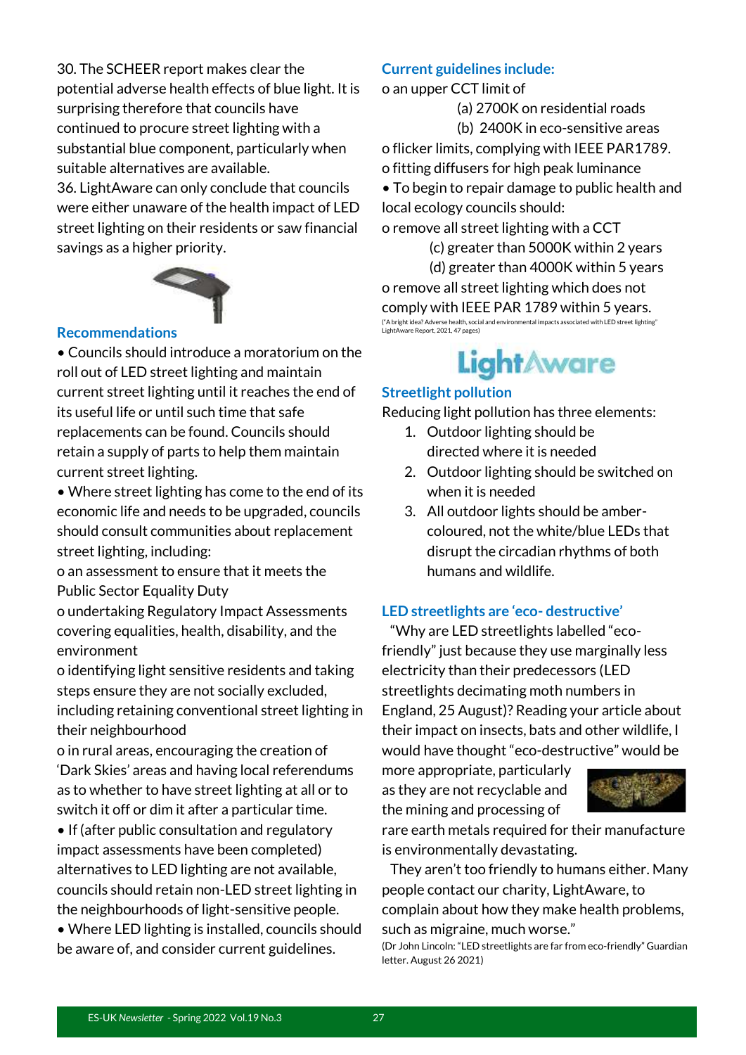30. The SCHEER report makes clear the potential adverse health effects of blue light. It is surprising therefore that councils have continued to procure street lighting with a substantial blue component, particularly when suitable alternatives are available.

36. LightAware can only conclude that councils were either unaware of the health impact of LED street lighting on their residents or saw financial savings as a higher priority.

## Recommendations

• Councils should introduce a moratorium on the roll out of LED street lighting and maintain current street lighting until it reaches the end of its useful life or until such time that safe replacements can be found. Councils should retain a supply of parts to help them maintain current street lighting.

• Where street lighting has come to the end of its economic life and needs to be upgraded, councils should consult communities about replacement street lighting, including:

o an assessment to ensure that it meets the Public Sector Equality Duty

o undertaking Regulatory Impact Assessments covering equalities, health, disability, and the environment

o identifying light sensitive residents and taking steps ensure they are not socially excluded, including retaining conventional street lighting in their neighbourhood

o in rural areas, encouraging the creation of 'Dark Skies' areas and having local referendums as to whether to have street lighting at all or to switch it off or dim it after a particular time.

• If (after public consultation and regulatory impact assessments have been completed) alternatives to LED lighting are not available, councils should retain non-LED street lighting in the neighbourhoods of light-sensitive people.

• Where LED lighting is installed, councils should be aware of, and consider current guidelines.

## Current guidelines include:

o an upper CCT limit of

(a) 2700K on residential roads

(b) 2400K in eco-sensitive areas

o flicker limits, complying with IEEE PAR1789.

o fitting diffusers for high peak luminance

• To begin to repair damage to public health and local ecology councils should:

o remove all street lighting with a CCT

(c) greater than 5000K within 2 years

(d) greater than 4000K within 5 years

o remove all street lighting which does not comply with IEEE PAR 1789 within 5 years.

("A bright idea? Adverse health, social and environmental impacts associated with LED street lighting" LightAware Report, 2021, 47 pages)

LightAware

## Streetlight pollution

Reducing light pollution has three elements:

1. Outdoor lighting should be directed where it is needed
2. Outdoor lighting should be switched on when it is needed
3. All outdoor lights should be amber-coloured, not the white/blue LEDs that disrupt the circadian rhythms of both humans and wildlife.

## LED streetlights are 'eco- destructive'

"Why are LED streetlights labelled "eco-friendly" just because they use marginally less electricity than their predecessors (LED streetlights decimating moth numbers in England, 25 August)? Reading your article about their impact on insects, bats and other wildlife, I would have thought "eco-destructive" would be more appropriate, particularly as they are not recyclable and the mining and processing of rare earth metals required for their manufacture is environmentally devastating.

They aren't too friendly to humans either. Many people contact our charity, LightAware, to complain about how they make health problems, such as migraine, much worse."

(Dr John Lincoln: "LED streetlights are far from eco-friendly" Guardian letter. August 26 2021)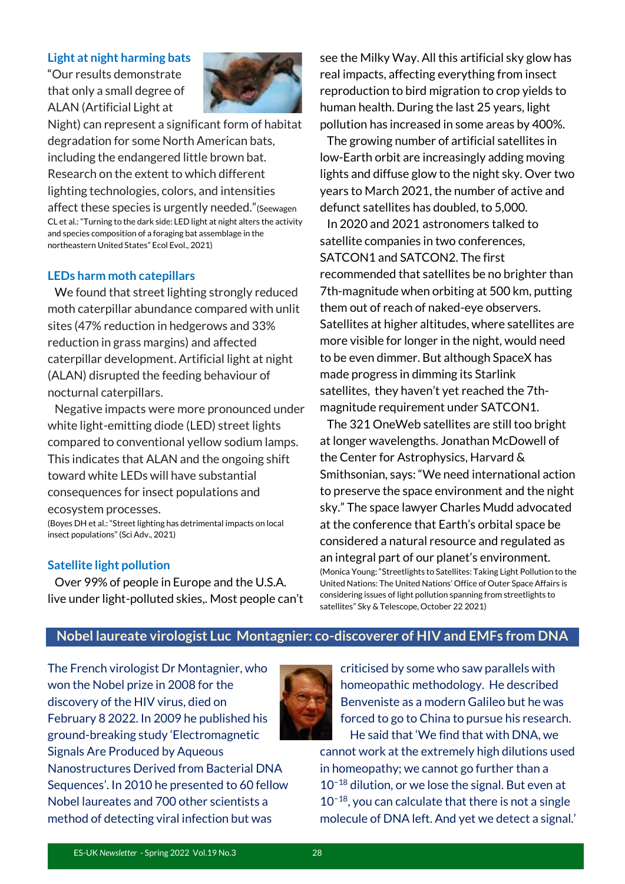### Light at night harming bats

"Our results demonstrate that only a small degree of ALAN (Artificial Light at Night) can represent a significant form of habitat degradation for some North American bats, including the endangered little brown bat. Research on the extent to which different lighting technologies, colors, and intensities affect these species is urgently needed."(Seewagen CL et al.: "Turning to the dark side: LED light at night alters the activity and species composition of a foraging bat assemblage in the northeastern United States" Ecol Evol., 2021)

### LEDs harm moth catepillars

We found that street lighting strongly reduced moth caterpillar abundance compared with unlit sites (47% reduction in hedgerows and 33% reduction in grass margins) and affected caterpillar development. Artificial light at night (ALAN) disrupted the feeding behaviour of nocturnal caterpillars.

Negative impacts were more pronounced under white light-emitting diode (LED) street lights compared to conventional yellow sodium lamps. This indicates that ALAN and the ongoing shift toward white LEDs will have substantial consequences for insect populations and ecosystem processes.

(Boyes DH et al.: "Street lighting has detrimental impacts on local insect populations" (Sci Adv., 2021)

### Satellite light pollution

Over 99% of people in Europe and the U.S.A. live under light-polluted skies,. Most people can't see the Milky Way. All this artificial sky glow has real impacts, affecting everything from insect reproduction to bird migration to crop yields to human health. During the last 25 years, light pollution has increased in some areas by 400%.

The growing number of artificial satellites in low-Earth orbit are increasingly adding moving lights and diffuse glow to the night sky. Over two years to March 2021, the number of active and defunct satellites has doubled, to 5,000.

In 2020 and 2021 astronomers talked to satellite companies in two conferences, SATCON1 and SATCON2. The first recommended that satellites be no brighter than 7th-magnitude when orbiting at 500 km, putting them out of reach of naked-eye observers. Satellites at higher altitudes, where satellites are more visible for longer in the night, would need to be even dimmer. But although SpaceX has made progress in dimming its Starlink satellites, they haven't yet reached the 7th-magnitude requirement under SATCON1.

The 321 OneWeb satellites are still too bright at longer wavelengths. Jonathan McDowell of the Center for Astrophysics, Harvard & Smithsonian, says: "We need international action to preserve the space environment and the night sky." The space lawyer Charles Mudd advocated at the conference that Earth's orbital space be considered a natural resource and regulated as an integral part of our planet's environment.

(Monica Young: "Streetlights to Satellites: Taking Light Pollution to the United Nations: The United Nations' Office of Outer Space Affairs is considering issues of light pollution spanning from streetlights to satellites" Sky & Telescope, October 22 2021)

## Nobel laureate virologist Luc Montagnier: co-discoverer of HIV and EMFs from DNA

The French virologist Dr Montagnier, who won the Nobel prize in 2008 for the discovery of the HIV virus, died on February 8 2022. In 2009 he published his ground-breaking study 'Electromagnetic Signals Are Produced by Aqueous Nanostructures Derived from Bacterial DNA Sequences'. In 2010 he presented to 60 fellow Nobel laureates and 700 other scientists a method of detecting viral infection but was criticised by some who saw parallels with homeopathic methodology. He described Benveniste as a modern Galileo but he was forced to go to China to pursue his research.

He said that 'We find that with DNA, we cannot work at the extremely high dilutions used in homeopathy; we cannot go further than a $10^{-18}$ dilution, or we lose the signal. But even at $10^{-18}$, you can calculate that there is not a single molecule of DNA left. And yet we detect a signal.'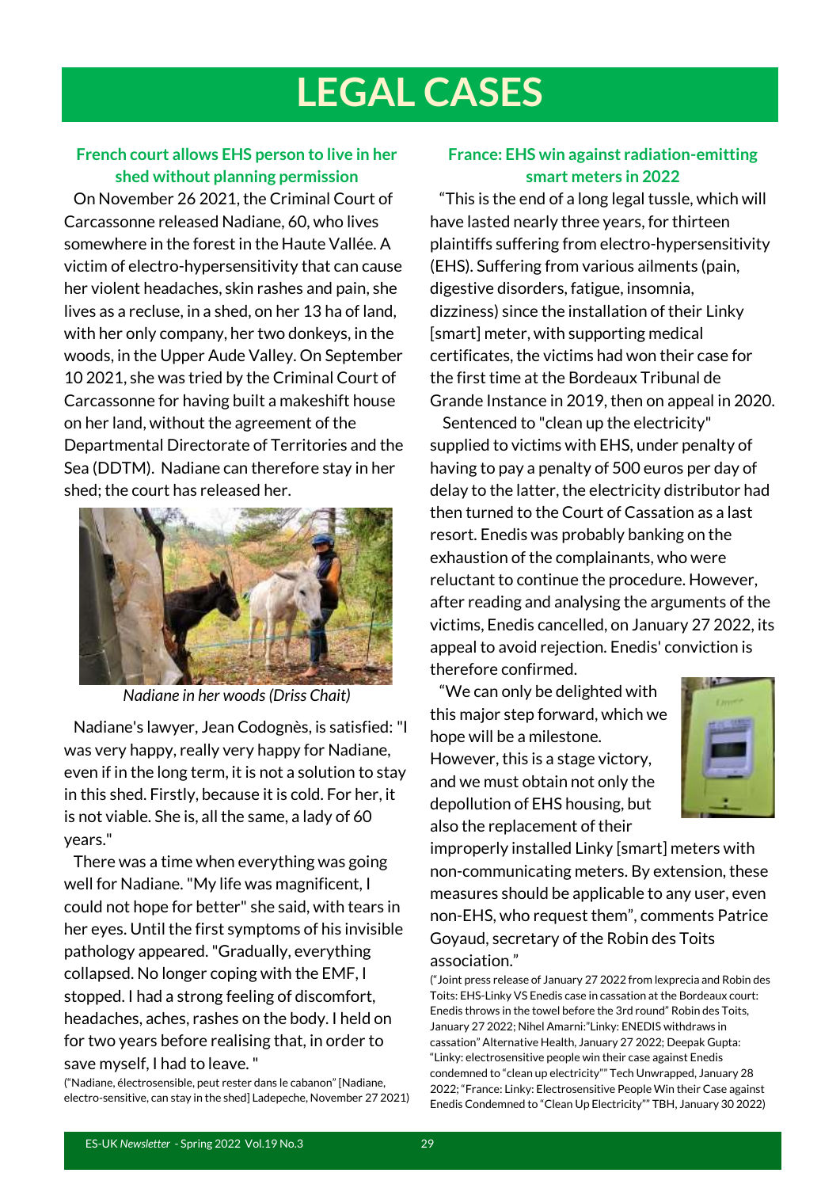# LEGAL CASES

### French court allows EHS person to live in her shed without planning permission

On November 26 2021, the Criminal Court of Carcassonne released Nadiane, 60, who lives somewhere in the forest in the Haute Vallée. A victim of electro-hypersensitivity that can cause her violent headaches, skin rashes and pain, she lives as a recluse, in a shed, on her 13 ha of land, with her only company, her two donkeys, in the woods, in the Upper Aude Valley. On September 10 2021, she was tried by the Criminal Court of Carcassonne for having built a makeshift house on her land, without the agreement of the Departmental Directorate of Territories and the Sea (DDTM). Nadiane can therefore stay in her shed; the court has released her.

*Nadiane in her woods (Driss Chait)*

Nadiane's lawyer, Jean Codognès, is satisfied: "I was very happy, really very happy for Nadiane, even if in the long term, it is not a solution to stay in this shed. Firstly, because it is cold. For her, it is not viable. She is, all the same, a lady of 60 years."

There was a time when everything was going well for Nadiane. "My life was magnificent, I could not hope for better" she said, with tears in her eyes. Until the first symptoms of his invisible pathology appeared. "Gradually, everything collapsed. No longer coping with the EMF, I stopped. I had a strong feeling of discomfort, headaches, aches, rashes on the body. I held on for two years before realising that, in order to save myself, I had to leave. "

("Nadiane, électrosensible, peut rester dans le cabanon" [Nadiane, electro-sensitive, can stay in the shed] Ladepeche, November 27 2021)

### France: EHS win against radiation-emitting smart meters in 2022

"This is the end of a long legal tussle, which will have lasted nearly three years, for thirteen plaintiffs suffering from electro-hypersensitivity (EHS). Suffering from various ailments (pain, digestive disorders, fatigue, insomnia, dizziness) since the installation of their Linky [smart] meter, with supporting medical certificates, the victims had won their case for the first time at the Bordeaux Tribunal de Grande Instance in 2019, then on appeal in 2020.

Sentenced to "clean up the electricity" supplied to victims with EHS, under penalty of having to pay a penalty of 500 euros per day of delay to the latter, the electricity distributor had then turned to the Court of Cassation as a last resort. Enedis was probably banking on the exhaustion of the complainants, who were reluctant to continue the procedure. However, after reading and analysing the arguments of the victims, Enedis cancelled, on January 27 2022, its appeal to avoid rejection. Enedis' conviction is therefore confirmed.

"We can only be delighted with this major step forward, which we hope will be a milestone. However, this is a stage victory, and we must obtain not only the depollution of EHS housing, but also the replacement of their improperly installed Linky [smart] meters with non-communicating meters. By extension, these measures should be applicable to any user, even non-EHS, who request them", comments Patrice Goyaud, secretary of the Robin des Toits association."

("Joint press release of January 27 2022 from lexprecia and Robin des Toits: EHS-Linky VS Enedis case in cassation at the Bordeaux court: Enedis throws in the towel before the 3rd round" Robin des Toits, January 27 2022; Nihel Amarni:"Linky: ENEDIS withdraws in cassation" Alternative Health, January 27 2022; Deepak Gupta: "Linky: electrosensitive people win their case against Enedis condemned to "clean up electricity"" Tech Unwrapped, January 28 2022; "France: Linky: Electrosensitive People Win their Case against Enedis Condemned to "Clean Up Electricity"" TBH, January 30 2022)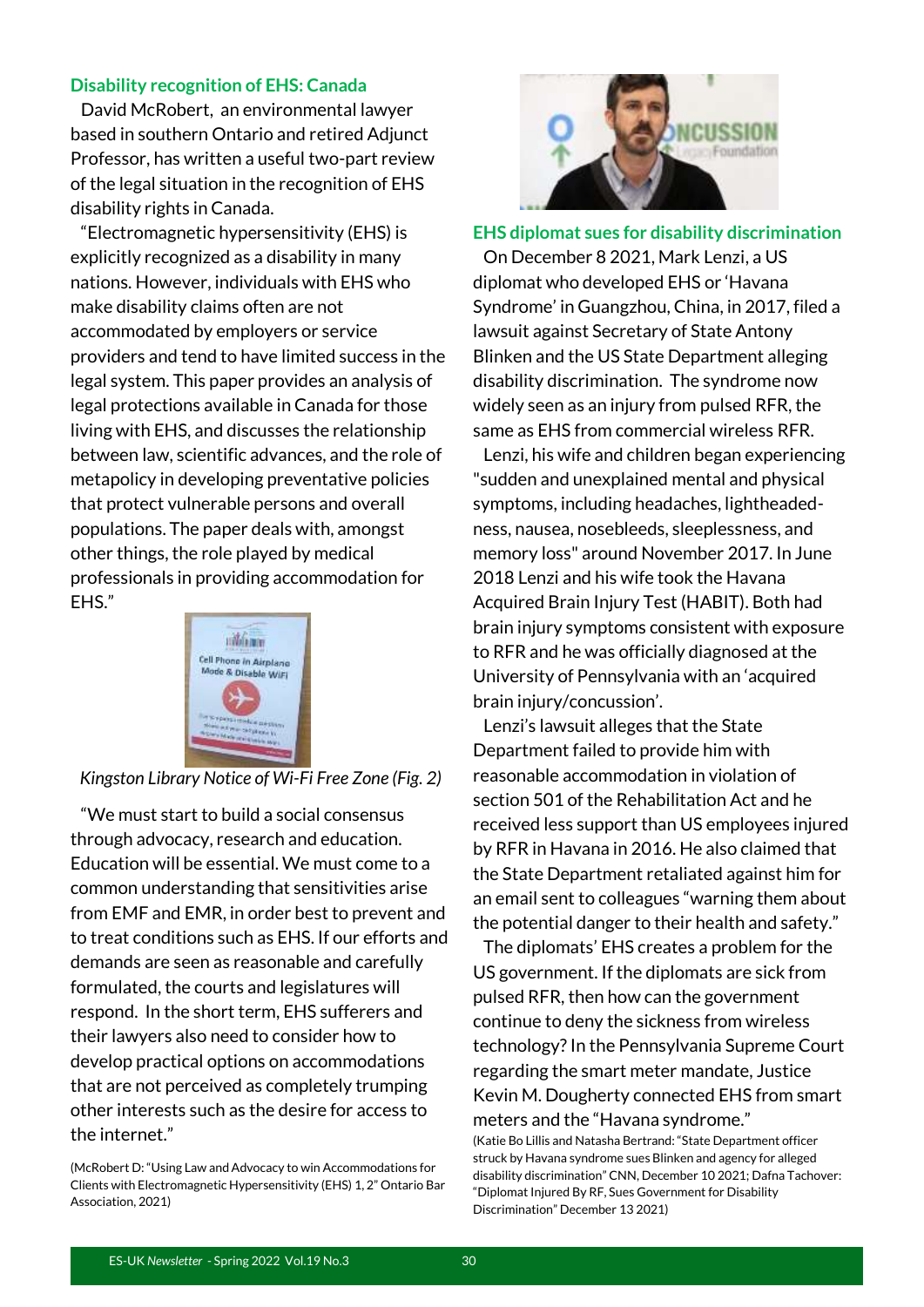## Disability recognition of EHS: Canada

David McRobert, an environmental lawyer based in southern Ontario and retired Adjunct Professor, has written a useful two-part review of the legal situation in the recognition of EHS disability rights in Canada.

"Electromagnetic hypersensitivity (EHS) is explicitly recognized as a disability in many nations. However, individuals with EHS who make disability claims often are not accommodated by employers or service providers and tend to have limited success in the legal system. This paper provides an analysis of legal protections available in Canada for those living with EHS, and discusses the relationship between law, scientific advances, and the role of metapolicy in developing preventative policies that protect vulnerable persons and overall populations. The paper deals with, amongst other things, the role played by medical professionals in providing accommodation for EHS."

*Kingston Library Notice of Wi-Fi Free Zone (Fig. 2)*

"We must start to build a social consensus through advocacy, research and education. Education will be essential. We must come to a common understanding that sensitivities arise from EMF and EMR, in order best to prevent and to treat conditions such as EHS. If our efforts and demands are seen as reasonable and carefully formulated, the courts and legislatures will respond. In the short term, EHS sufferers and their lawyers also need to consider how to develop practical options on accommodations that are not perceived as completely trumping other interests such as the desire for access to the internet."

(McRobert D: "Using Law and Advocacy to win Accommodations for Clients with Electromagnetic Hypersensitivity (EHS) 1, 2" Ontario Bar Association, 2021)

## EHS diplomat sues for disability discrimination

On December 8 2021, Mark Lenzi, a US diplomat who developed EHS or 'Havana Syndrome' in Guangzhou, China, in 2017, filed a lawsuit against Secretary of State Antony Blinken and the US State Department alleging disability discrimination. The syndrome now widely seen as an injury from pulsed RFR, the same as EHS from commercial wireless RFR.

Lenzi, his wife and children began experiencing "sudden and unexplained mental and physical symptoms, including headaches, lightheaded-ness, nausea, nosebleeds, sleeplessness, and memory loss" around November 2017. In June 2018 Lenzi and his wife took the Havana Acquired Brain Injury Test (HABIT). Both had brain injury symptoms consistent with exposure to RFR and he was officially diagnosed at the University of Pennsylvania with an 'acquired brain injury/concussion'.

Lenzi's lawsuit alleges that the State Department failed to provide him with reasonable accommodation in violation of section 501 of the Rehabilitation Act and he received less support than US employees injured by RFR in Havana in 2016. He also claimed that the State Department retaliated against him for an email sent to colleagues "warning them about the potential danger to their health and safety."

The diplomats' EHS creates a problem for the US government. If the diplomats are sick from pulsed RFR, then how can the government continue to deny the sickness from wireless technology? In the Pennsylvania Supreme Court regarding the smart meter mandate, Justice Kevin M. Dougherty connected EHS from smart meters and the "Havana syndrome."

(Katie Bo Lillis and Natasha Bertrand: "State Department officer struck by Havana syndrome sues Blinken and agency for alleged disability discrimination" CNN, December 10 2021; Dafna Tachover: "Diplomat Injured By RF, Sues Government for Disability Discrimination" December 13 2021)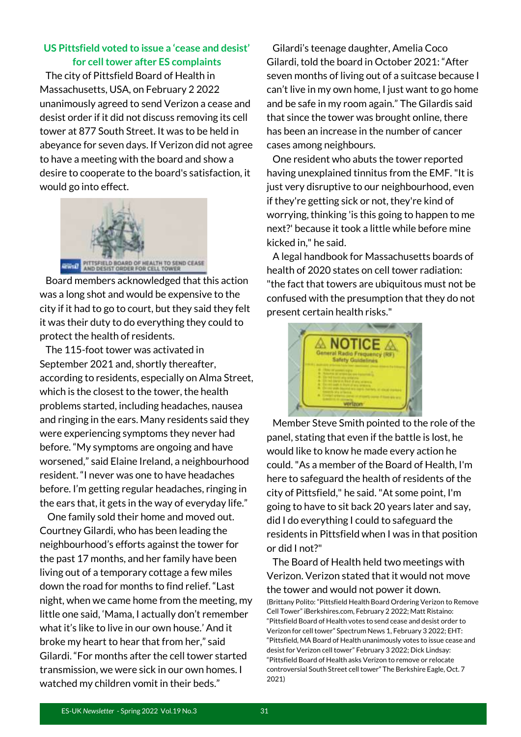## US Pittsfield voted to issue a 'cease and desist' for cell tower after ES complaints

The city of Pittsfield Board of Health in Massachusetts, USA, on February 2 2022 unanimously agreed to send Verizon a cease and desist order if it did not discuss removing its cell tower at 877 South Street. It was to be held in abeyance for seven days. If Verizon did not agree to have a meeting with the board and show a desire to cooperate to the board's satisfaction, it would go into effect.

Board members acknowledged that this action was a long shot and would be expensive to the city if it had to go to court, but they said they felt it was their duty to do everything they could to protect the health of residents.

The 115-foot tower was activated in September 2021 and, shortly thereafter, according to residents, especially on Alma Street, which is the closest to the tower, the health problems started, including headaches, nausea and ringing in the ears. Many residents said they were experiencing symptoms they never had before. "My symptoms are ongoing and have worsened," said Elaine Ireland, a neighbourhood resident. "I never was one to have headaches before. I'm getting regular headaches, ringing in the ears that, it gets in the way of everyday life."

One family sold their home and moved out. Courtney Gilardi, who has been leading the neighbourhood's efforts against the tower for the past 17 months, and her family have been living out of a temporary cottage a few miles down the road for months to find relief. "Last night, when we came home from the meeting, my little one said, 'Mama, I actually don't remember what it's like to live in our own house.' And it broke my heart to hear that from her," said Gilardi. "For months after the cell tower started transmission, we were sick in our own homes. I watched my children vomit in their beds."

Gilardi's teenage daughter, Amelia Coco Gilardi, told the board in October 2021: "After seven months of living out of a suitcase because I can't live in my own home, I just want to go home and be safe in my room again." The Gilardis said that since the tower was brought online, there has been an increase in the number of cancer cases among neighbours.

One resident who abuts the tower reported having unexplained tinnitus from the EMF. "It is just very disruptive to our neighbourhood, even if they're getting sick or not, they're kind of worrying, thinking 'is this going to happen to me next?' because it took a little while before mine kicked in," he said.

A legal handbook for Massachusetts boards of health of 2020 states on cell tower radiation: "the fact that towers are ubiquitous must not be confused with the presumption that they do not present certain health risks."

Member Steve Smith pointed to the role of the panel, stating that even if the battle is lost, he would like to know he made every action he could. "As a member of the Board of Health, I'm here to safeguard the health of residents of the city of Pittsfield," he said. "At some point, I'm going to have to sit back 20 years later and say, did I do everything I could to safeguard the residents in Pittsfield when I was in that position or did I not?"

The Board of Health held two meetings with Verizon. Verizon stated that it would not move the tower and would not power it down.

(Brittany Polito: "Pittsfield Health Board Ordering Verizon to Remove Cell Tower" iBerkshires.com, February 2 2022; Matt Ristaino: "Pittsfield Board of Health votes to send cease and desist order to Verizon for cell tower" Spectrum News 1, February 3 2022; EHT: "Pittsfield, MA Board of Health unanimously votes to issue cease and desist for Verizon cell tower" February 3 2022; Dick Lindsay: "Pittsfield Board of Health asks Verizon to remove or relocate controversial South Street cell tower" The Berkshire Eagle, Oct. 7 2021)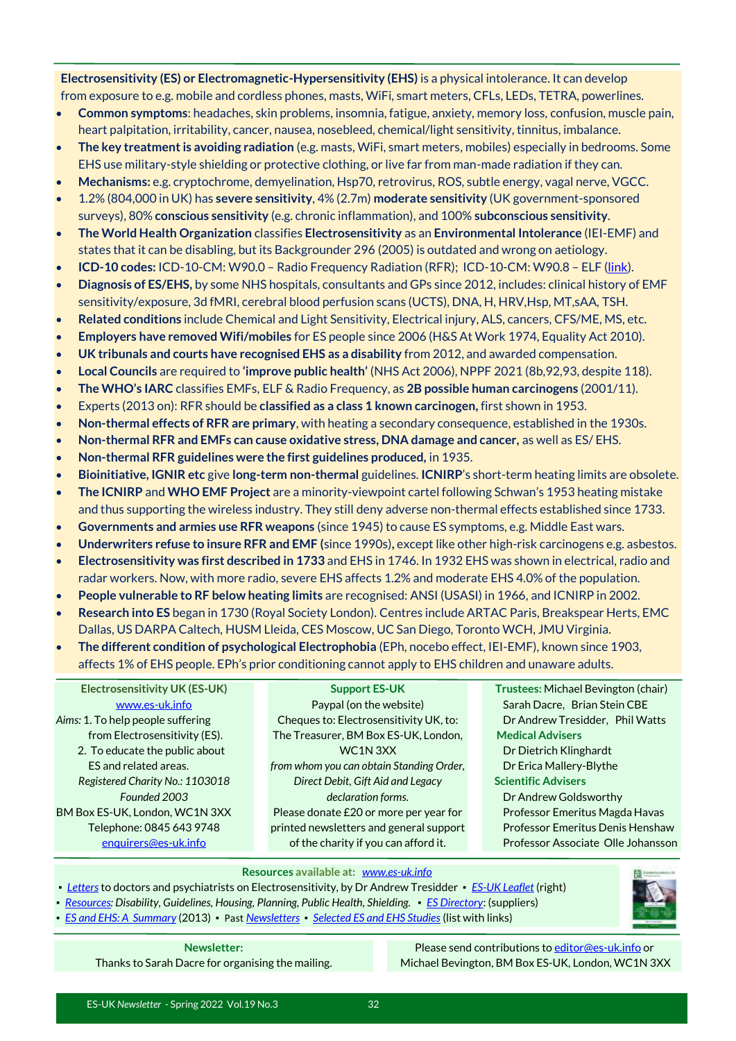**Electrosensitivity (ES) or Electromagnetic-Hypersensitivity (EHS)** is a physical intolerance. It can develop from exposure to e.g. mobile and cordless phones, masts, WiFi, smart meters, CFLs, LEDs, TETRA, powerlines.

- **Common symptoms**: headaches, skin problems, insomnia, fatigue, anxiety, memory loss, confusion, muscle pain, heart palpitation, irritability, cancer, nausea, nosebleed, chemical/light sensitivity, tinnitus, imbalance.
- **The key treatment is avoiding radiation** (e.g. masts, WiFi, smart meters, mobiles) especially in bedrooms. Some EHS use military-style shielding or protective clothing, or live far from man-made radiation if they can.
- **Mechanisms:** e.g. cryptochrome, demyelination, Hsp70, retrovirus, ROS, subtle energy, vagal nerve, VGCC.
- 1.2% (804,000 in UK) has **severe sensitivity**, 4% (2.7m) **moderate sensitivity** (UK government-sponsored surveys), 80% **conscious sensitivity** (e.g. chronic inflammation), and 100% **subconscious sensitivity**.
- **The World Health Organization** classifies **Electrosensitivity** as an **Environmental Intolerance** (IEI-EMF) and states that it can be disabling, but its Backgrounder 296 (2005) is outdated and wrong on aetiology.
- **ICD-10 codes:** ICD-10-CM: W90.0 – Radio Frequency Radiation (RFR); ICD-10-CM: W90.8 – ELF (link).
- **Diagnosis of ES/EHS,** by some NHS hospitals, consultants and GPs since 2012, includes: clinical history of EMF sensitivity/exposure, 3d fMRI, cerebral blood perfusion scans (UCTS), DNA, H, HRV,Hsp, MT,sAA, TSH.
- **Related conditions** include Chemical and Light Sensitivity, Electrical injury, ALS, cancers, CFS/ME, MS, etc.
- **Employers have removed Wifi/mobiles** for ES people since 2006 (H&S At Work 1974, Equality Act 2010).
- **UK tribunals and courts have recognised EHS as a disability** from 2012, and awarded compensation.
- **Local Councils** are required to **'improve public health'** (NHS Act 2006), NPPF 2021 (8b,92,93, despite 118).
- **The WHO's IARC** classifies EMFs, ELF & Radio Frequency, as **2B possible human carcinogens** (2001/11).
- Experts (2013 on): RFR should be **classified as a class 1 known carcinogen,** first shown in 1953.
- **Non-thermal effects of RFR are primary**, with heating a secondary consequence, established in the 1930s.
- **Non-thermal RFR and EMFs can cause oxidative stress, DNA damage and cancer,** as well as ES/ EHS.
- **Non-thermal RFR guidelines were the first guidelines produced,** in 1935.
- **Bioinitiative, IGNIR etc** give **long-term non-thermal** guidelines. **ICNIRP**'s short-term heating limits are obsolete.
- **The ICNIRP** and **WHO EMF Project** are a minority-viewpoint cartel following Schwan's 1953 heating mistake and thus supporting the wireless industry. They still deny adverse non-thermal effects established since 1733.
- **Governments and armies use RFR weapons** (since 1945) to cause ES symptoms, e.g. Middle East wars.
- **Underwriters refuse to insure RFR and EMF (**since 1990s)**,** except like other high-risk carcinogens e.g. asbestos.
- **Electrosensitivity was first described in 1733** and EHS in 1746. In 1932 EHS was shown in electrical, radio and radar workers. Now, with more radio, severe EHS affects 1.2% and moderate EHS 4.0% of the population.
- **People vulnerable to RF below heating limits** are recognised: ANSI (USASI) in 1966, and ICNIRP in 2002.
- **Research into ES** began in 1730 (Royal Society London). Centres include ARTAC Paris, Breakspear Herts, EMC Dallas, US DARPA Caltech, HUSM Lleida, CES Moscow, UC San Diego, Toronto WCH, JMU Virginia.
- **The different condition of psychological Electrophobia** (EPh, nocebo effect, IEI-EMF), known since 1903, affects 1% of EHS people. EPh's prior conditioning cannot apply to EHS children and unaware adults.

**Electrosensitivity UK (ES-UK)**
www.es-uk.info
*Aims:* 1. To help people suffering from Electrosensitivity (ES).
2. To educate the public about ES and related areas.
*Registered Charity No.: 1103018*
*Founded 2003*
BM Box ES-UK, London, WC1N 3XX
Telephone: 0845 643 9748
enquirers@es-uk.info

**Support ES-UK**
Paypal (on the website)
Cheques to: Electrosensitivity UK, to: The Treasurer, BM Box ES-UK, London, WC1N 3XX
*from whom you can obtain Standing Order, Direct Debit, Gift Aid and Legacy declaration forms.*
Please donate £20 or more per year for printed newsletters and general support of the charity if you can afford it.

**Trustees:** Michael Bevington (chair)
Sarah Dacre, Brian Stein CBE
Dr Andrew Tresidder, Phil Watts

**Medical Advisers**
Dr Dietrich Klinghardt
Dr Erica Mallery-Blythe

**Scientific Advisers**
Dr Andrew Goldsworthy
Professor Emeritus Magda Havas
Professor Emeritus Denis Henshaw
Professor Associate Olle Johansson

**Resources** available at: *www.es-uk.info*

- *Letters* to doctors and psychiatrists on Electrosensitivity, by Dr Andrew Tresidder ▪ *ES-UK Leaflet* (right)
- *Resources: Disability, Guidelines, Housing, Planning, Public Health, Shielding.* ▪ *ES Directory*: (suppliers)
- *ES and EHS: A Summary* (2013) ▪ Past *Newsletters* ▪ *Selected ES and EHS Studies* (list with links)

**Newsletter:**
Thanks to Sarah Dacre for organising the mailing.

Please send contributions to editor@es-uk.info or Michael Bevington, BM Box ES-UK, London, WC1N 3XX